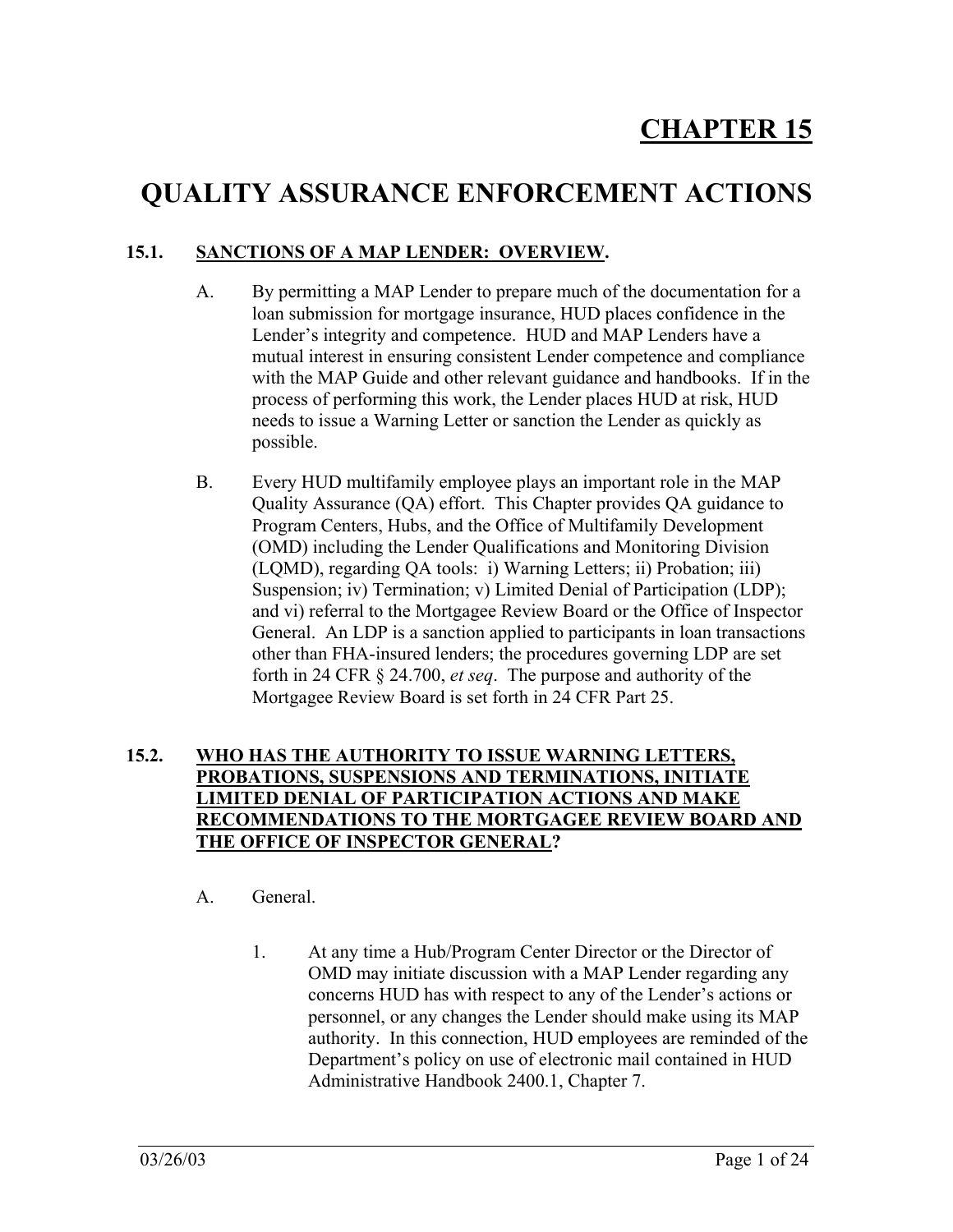# CHAPTER 15

# QUALITY ASSURANCE ENFORCEMENT ACTIONS

## 15.1. SANCTIONS OF A MAP LENDER: OVERVIEW.

A. By permitting a MAP Lender to prepare much of the documentation for a loan submission for mortgage insurance, HUD places confidence in the Lender's integrity and competence. HUD and MAP Lenders have a mutual interest in ensuring consistent Lender competence and compliance with the MAP Guide and other relevant guidance and handbooks. If in the process of performing this work, the Lender places HUD at risk, HUD needs to issue a Warning Letter or sanction the Lender as quickly as possible.

B. Every HUD multifamily employee plays an important role in the MAP Quality Assurance (QA) effort. This Chapter provides QA guidance to Program Centers, Hubs, and the Office of Multifamily Development (OMD) including the Lender Qualifications and Monitoring Division (LQMD), regarding QA tools: i) Warning Letters; ii) Probation; iii) Suspension; iv) Termination; v) Limited Denial of Participation (LDP); and vi) referral to the Mortgagee Review Board or the Office of Inspector General. An LDP is a sanction applied to participants in loan transactions other than FHA-insured lenders; the procedures governing LDP are set forth in 24 CFR § 24.700, *et seq*. The purpose and authority of the Mortgagee Review Board is set forth in 24 CFR Part 25.

## 15.2. WHO HAS THE AUTHORITY TO ISSUE WARNING LETTERS, PROBATIONS, SUSPENSIONS AND TERMINATIONS, INITIATE LIMITED DENIAL OF PARTICIPATION ACTIONS AND MAKE RECOMMENDATIONS TO THE MORTGAGEE REVIEW BOARD AND THE OFFICE OF INSPECTOR GENERAL?

A. General.

1. At any time a Hub/Program Center Director or the Director of OMD may initiate discussion with a MAP Lender regarding any concerns HUD has with respect to any of the Lender's actions or personnel, or any changes the Lender should make using its MAP authority. In this connection, HUD employees are reminded of the Department's policy on use of electronic mail contained in HUD Administrative Handbook 2400.1, Chapter 7.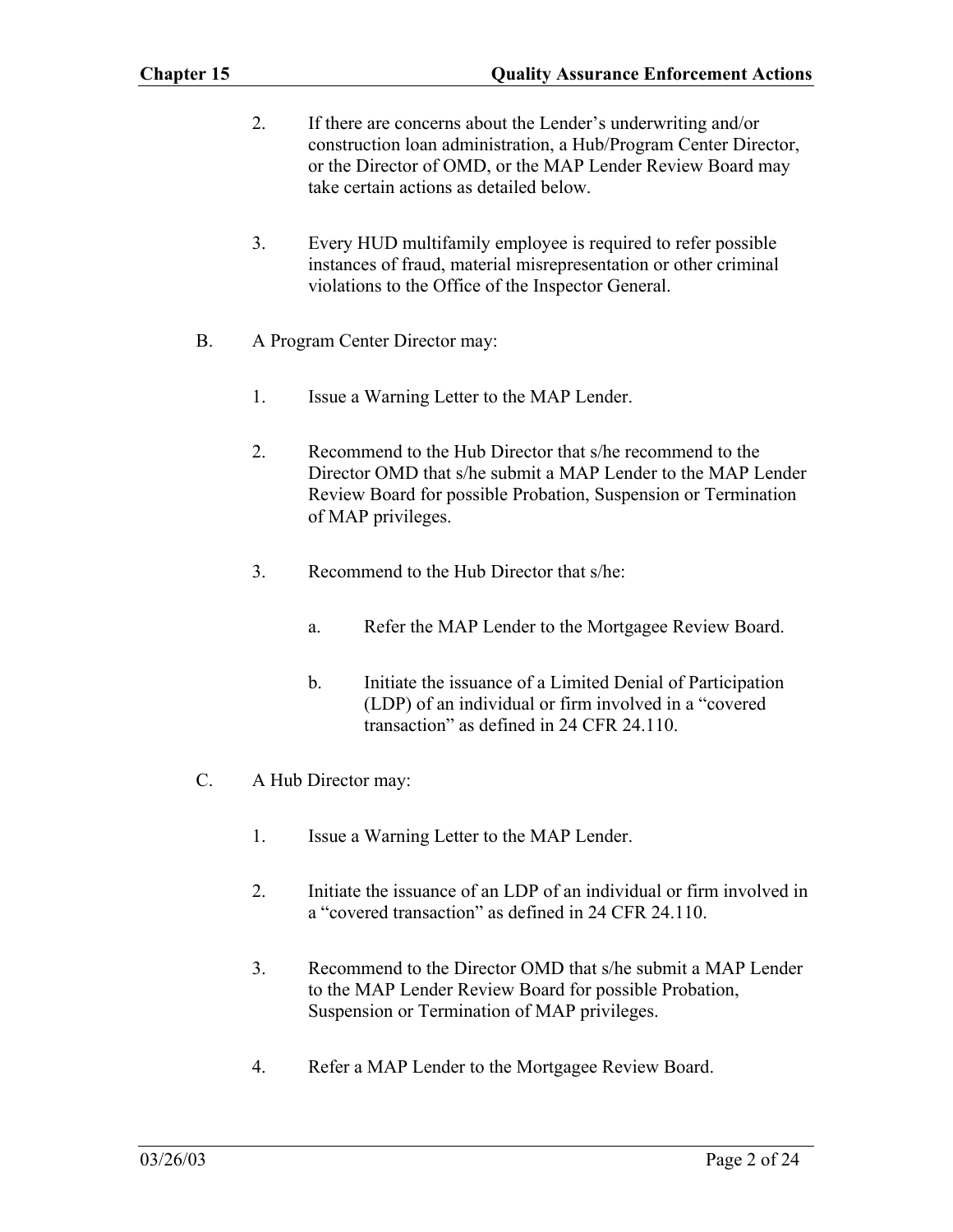2. If there are concerns about the Lender's underwriting and/or construction loan administration, a Hub/Program Center Director, or the Director of OMD, or the MAP Lender Review Board may take certain actions as detailed below.

3. Every HUD multifamily employee is required to refer possible instances of fraud, material misrepresentation or other criminal violations to the Office of the Inspector General.

B. A Program Center Director may:

1. Issue a Warning Letter to the MAP Lender.

2. Recommend to the Hub Director that s/he recommend to the Director OMD that s/he submit a MAP Lender to the MAP Lender Review Board for possible Probation, Suspension or Termination of MAP privileges.

3. Recommend to the Hub Director that s/he:

   a. Refer the MAP Lender to the Mortgagee Review Board.

   b. Initiate the issuance of a Limited Denial of Participation (LDP) of an individual or firm involved in a "covered transaction" as defined in 24 CFR 24.110.

C. A Hub Director may:

1. Issue a Warning Letter to the MAP Lender.

2. Initiate the issuance of an LDP of an individual or firm involved in a "covered transaction" as defined in 24 CFR 24.110.

3. Recommend to the Director OMD that s/he submit a MAP Lender to the MAP Lender Review Board for possible Probation, Suspension or Termination of MAP privileges.

4. Refer a MAP Lender to the Mortgagee Review Board.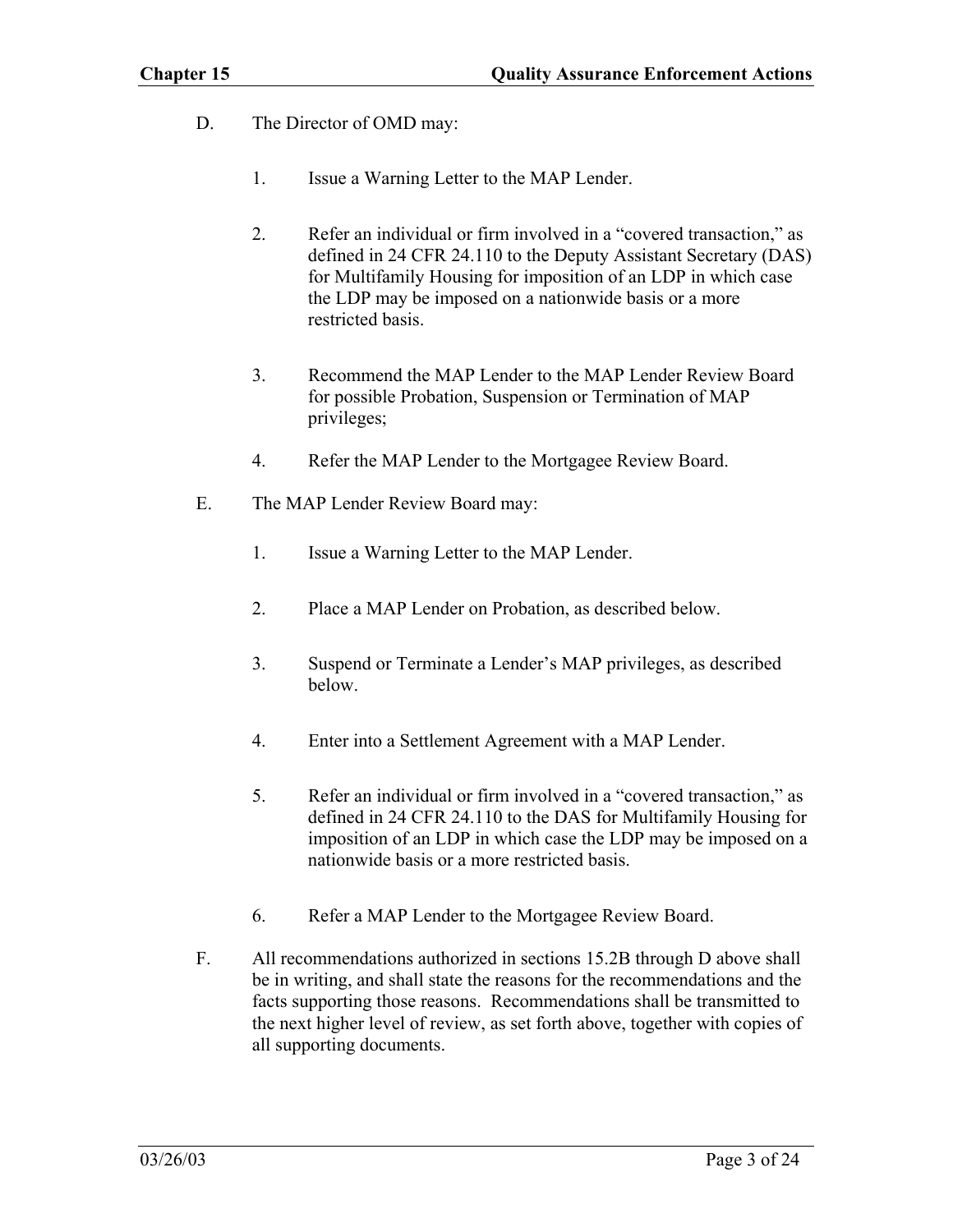D. The Director of OMD may:

   1. Issue a Warning Letter to the MAP Lender.

   2. Refer an individual or firm involved in a "covered transaction," as defined in 24 CFR 24.110 to the Deputy Assistant Secretary (DAS) for Multifamily Housing for imposition of an LDP in which case the LDP may be imposed on a nationwide basis or a more restricted basis.

   3. Recommend the MAP Lender to the MAP Lender Review Board for possible Probation, Suspension or Termination of MAP privileges;

   4. Refer the MAP Lender to the Mortgagee Review Board.

E. The MAP Lender Review Board may:

   1. Issue a Warning Letter to the MAP Lender.

   2. Place a MAP Lender on Probation, as described below.

   3. Suspend or Terminate a Lender's MAP privileges, as described below.

   4. Enter into a Settlement Agreement with a MAP Lender.

   5. Refer an individual or firm involved in a "covered transaction," as defined in 24 CFR 24.110 to the DAS for Multifamily Housing for imposition of an LDP in which case the LDP may be imposed on a nationwide basis or a more restricted basis.

   6. Refer a MAP Lender to the Mortgagee Review Board.

F. All recommendations authorized in sections 15.2B through D above shall be in writing, and shall state the reasons for the recommendations and the facts supporting those reasons. Recommendations shall be transmitted to the next higher level of review, as set forth above, together with copies of all supporting documents.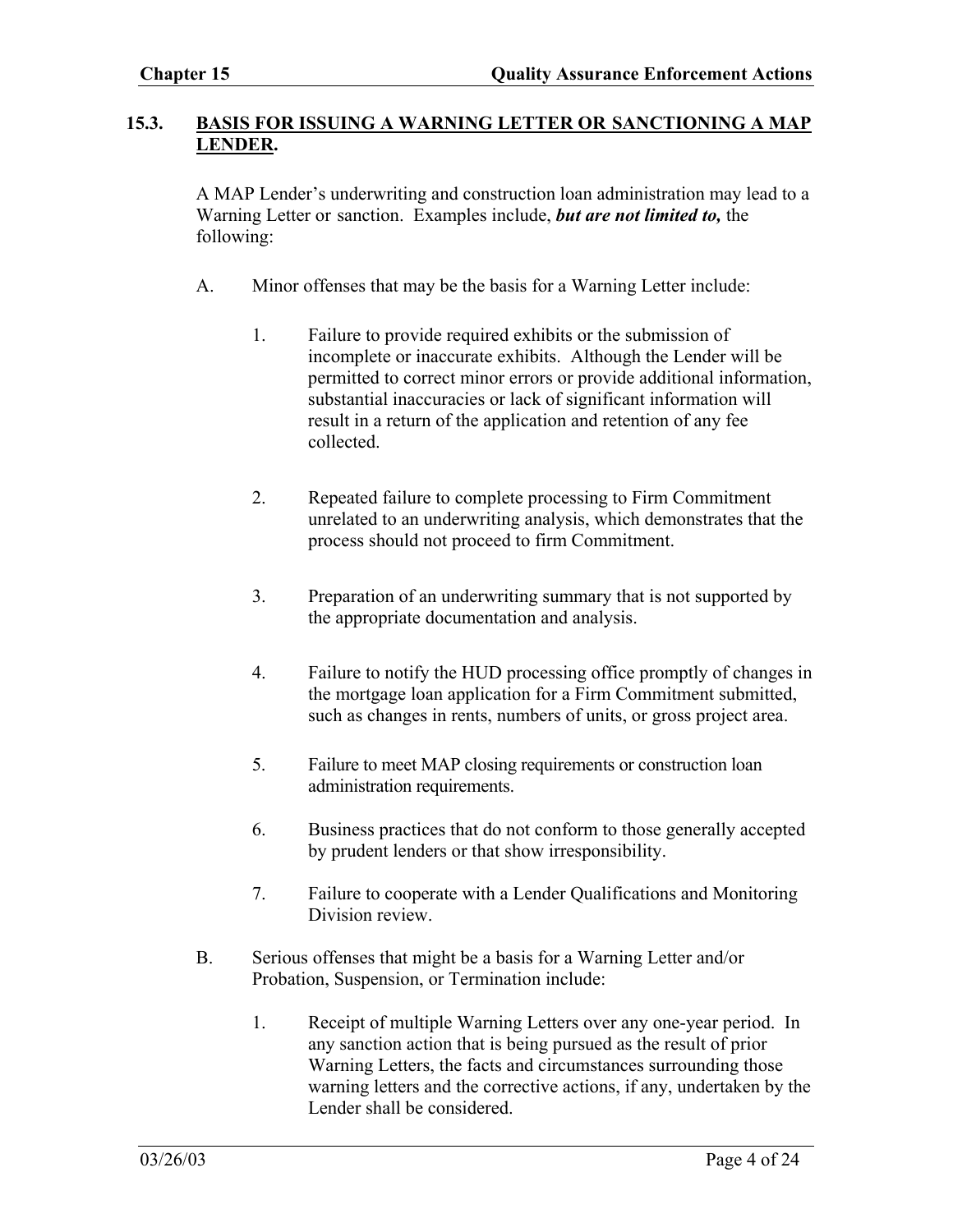## 15.3. BASIS FOR ISSUING A WARNING LETTER OR SANCTIONING A MAP LENDER.

A MAP Lender's underwriting and construction loan administration may lead to a Warning Letter or sanction. Examples include, ***but are not limited to,*** the following:

A. Minor offenses that may be the basis for a Warning Letter include:

1. Failure to provide required exhibits or the submission of incomplete or inaccurate exhibits. Although the Lender will be permitted to correct minor errors or provide additional information, substantial inaccuracies or lack of significant information will result in a return of the application and retention of any fee collected.

2. Repeated failure to complete processing to Firm Commitment unrelated to an underwriting analysis, which demonstrates that the process should not proceed to firm Commitment.

3. Preparation of an underwriting summary that is not supported by the appropriate documentation and analysis.

4. Failure to notify the HUD processing office promptly of changes in the mortgage loan application for a Firm Commitment submitted, such as changes in rents, numbers of units, or gross project area.

5. Failure to meet MAP closing requirements or construction loan administration requirements.

6. Business practices that do not conform to those generally accepted by prudent lenders or that show irresponsibility.

7. Failure to cooperate with a Lender Qualifications and Monitoring Division review.

B. Serious offenses that might be a basis for a Warning Letter and/or Probation, Suspension, or Termination include:

1. Receipt of multiple Warning Letters over any one-year period. In any sanction action that is being pursued as the result of prior Warning Letters, the facts and circumstances surrounding those warning letters and the corrective actions, if any, undertaken by the Lender shall be considered.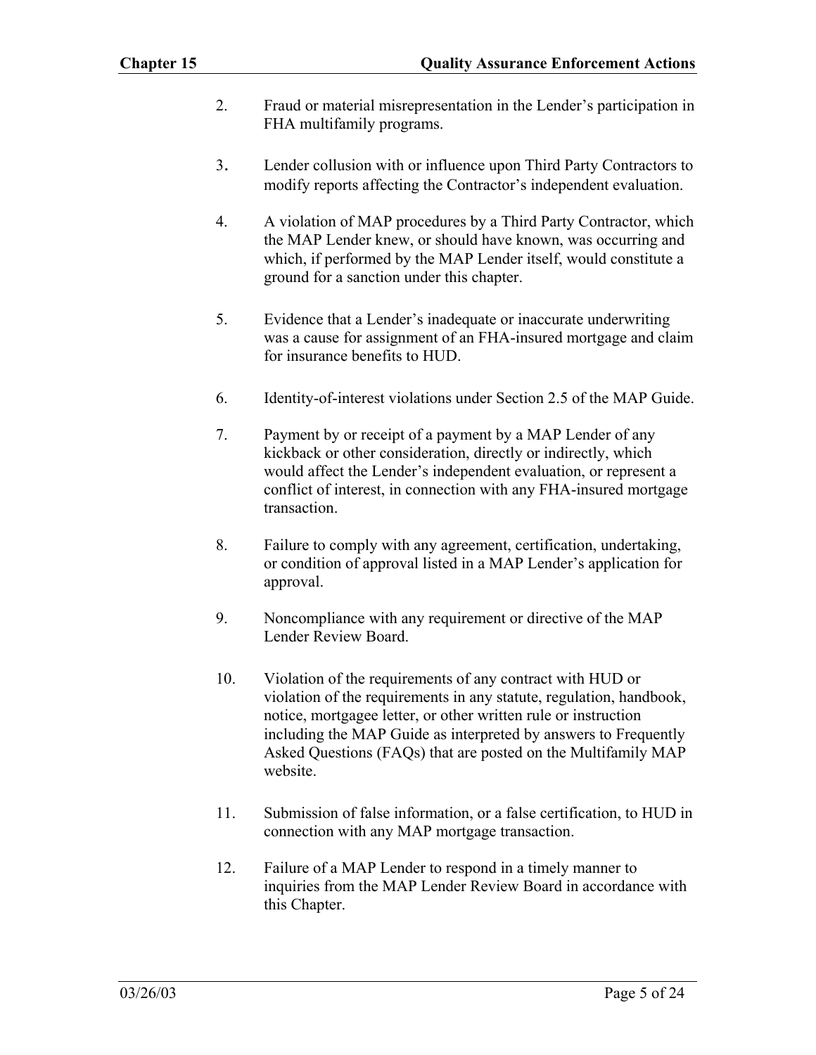2. Fraud or material misrepresentation in the Lender's participation in FHA multifamily programs.

3. Lender collusion with or influence upon Third Party Contractors to modify reports affecting the Contractor's independent evaluation.

4. A violation of MAP procedures by a Third Party Contractor, which the MAP Lender knew, or should have known, was occurring and which, if performed by the MAP Lender itself, would constitute a ground for a sanction under this chapter.

5. Evidence that a Lender's inadequate or inaccurate underwriting was a cause for assignment of an FHA-insured mortgage and claim for insurance benefits to HUD.

6. Identity-of-interest violations under Section 2.5 of the MAP Guide.

7. Payment by or receipt of a payment by a MAP Lender of any kickback or other consideration, directly or indirectly, which would affect the Lender's independent evaluation, or represent a conflict of interest, in connection with any FHA-insured mortgage transaction.

8. Failure to comply with any agreement, certification, undertaking, or condition of approval listed in a MAP Lender's application for approval.

9. Noncompliance with any requirement or directive of the MAP Lender Review Board.

10. Violation of the requirements of any contract with HUD or violation of the requirements in any statute, regulation, handbook, notice, mortgagee letter, or other written rule or instruction including the MAP Guide as interpreted by answers to Frequently Asked Questions (FAQs) that are posted on the Multifamily MAP website.

11. Submission of false information, or a false certification, to HUD in connection with any MAP mortgage transaction.

12. Failure of a MAP Lender to respond in a timely manner to inquiries from the MAP Lender Review Board in accordance with this Chapter.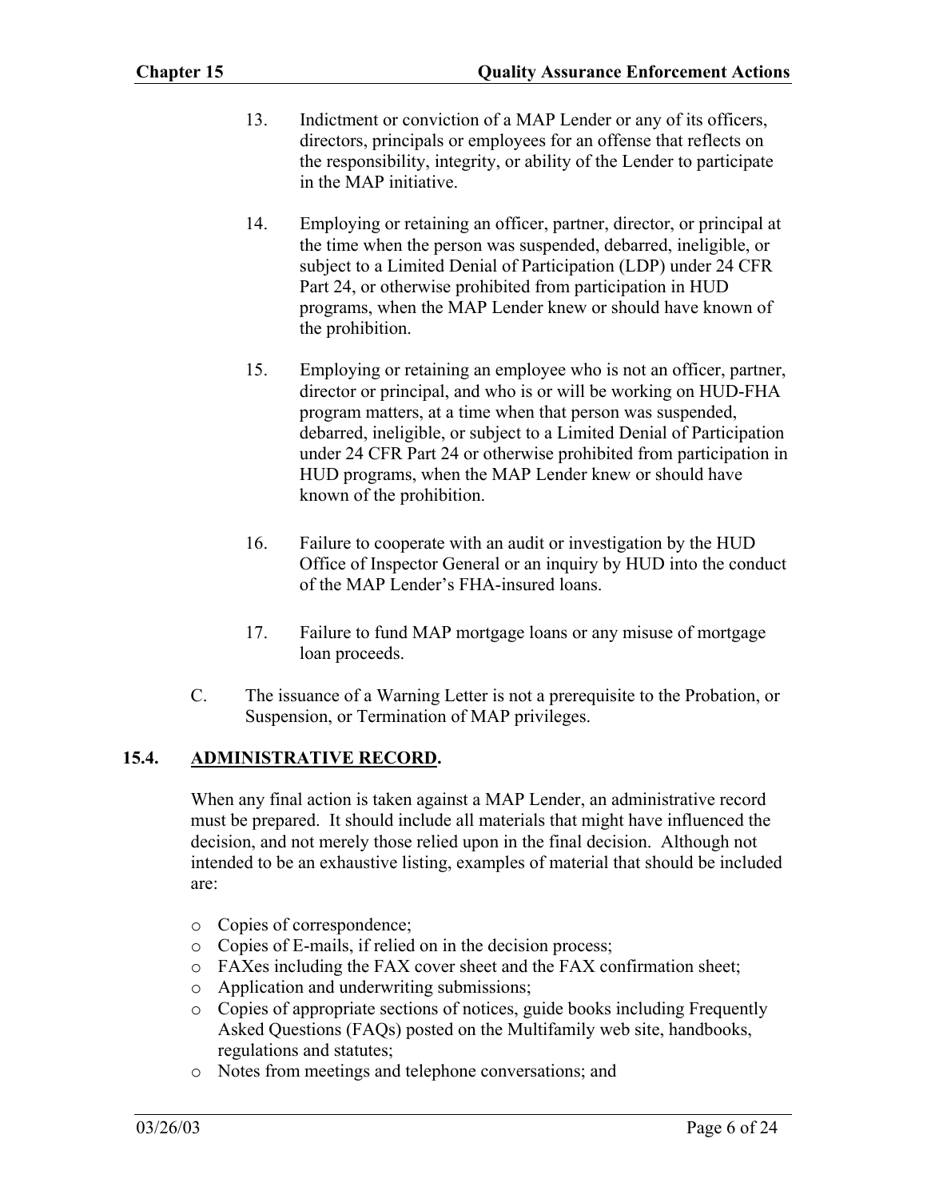13. Indictment or conviction of a MAP Lender or any of its officers, directors, principals or employees for an offense that reflects on the responsibility, integrity, or ability of the Lender to participate in the MAP initiative.

14. Employing or retaining an officer, partner, director, or principal at the time when the person was suspended, debarred, ineligible, or subject to a Limited Denial of Participation (LDP) under 24 CFR Part 24, or otherwise prohibited from participation in HUD programs, when the MAP Lender knew or should have known of the prohibition.

15. Employing or retaining an employee who is not an officer, partner, director or principal, and who is or will be working on HUD-FHA program matters, at a time when that person was suspended, debarred, ineligible, or subject to a Limited Denial of Participation under 24 CFR Part 24 or otherwise prohibited from participation in HUD programs, when the MAP Lender knew or should have known of the prohibition.

16. Failure to cooperate with an audit or investigation by the HUD Office of Inspector General or an inquiry by HUD into the conduct of the MAP Lender's FHA-insured loans.

17. Failure to fund MAP mortgage loans or any misuse of mortgage loan proceeds.

C. The issuance of a Warning Letter is not a prerequisite to the Probation, or Suspension, or Termination of MAP privileges.

## 15.4. ADMINISTRATIVE RECORD.

When any final action is taken against a MAP Lender, an administrative record must be prepared. It should include all materials that might have influenced the decision, and not merely those relied upon in the final decision. Although not intended to be an exhaustive listing, examples of material that should be included are:

- Copies of correspondence;
- Copies of E-mails, if relied on in the decision process;
- FAXes including the FAX cover sheet and the FAX confirmation sheet;
- Application and underwriting submissions;
- Copies of appropriate sections of notices, guide books including Frequently Asked Questions (FAQs) posted on the Multifamily web site, handbooks, regulations and statutes;
- Notes from meetings and telephone conversations; and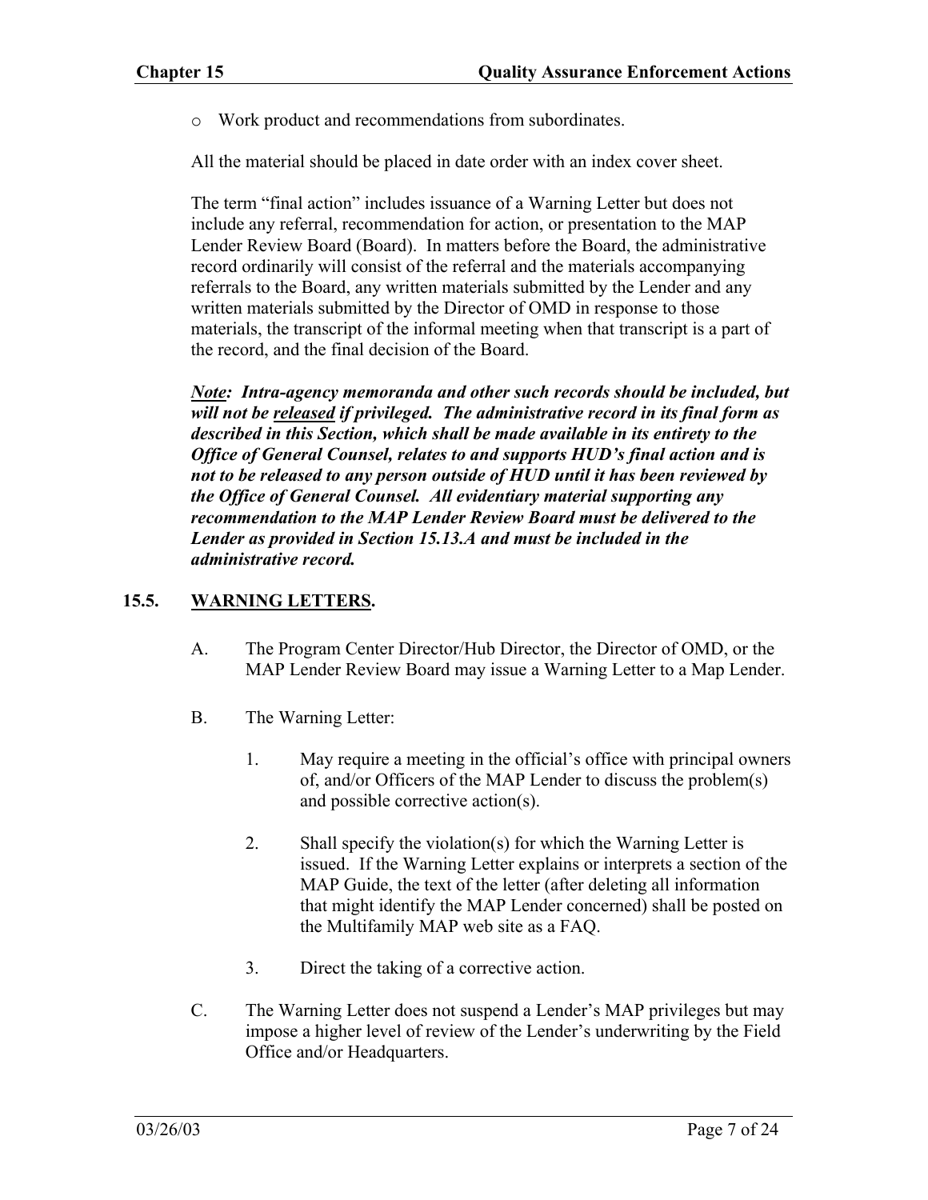- Work product and recommendations from subordinates.

All the material should be placed in date order with an index cover sheet.

The term "final action" includes issuance of a Warning Letter but does not include any referral, recommendation for action, or presentation to the MAP Lender Review Board (Board). In matters before the Board, the administrative record ordinarily will consist of the referral and the materials accompanying referrals to the Board, any written materials submitted by the Lender and any written materials submitted by the Director of OMD in response to those materials, the transcript of the informal meeting when that transcript is a part of the record, and the final decision of the Board.

***Note*: Intra-agency memoranda and other such records should be included, but will not be *released* if privileged. The administrative record in its final form as described in this Section, which shall be made available in its entirety to the Office of General Counsel, relates to and supports HUD's final action and is not to be released to any person outside of HUD until it has been reviewed by the Office of General Counsel. All evidentiary material supporting any recommendation to the MAP Lender Review Board must be delivered to the Lender as provided in Section 15.13.A and must be included in the administrative record.**

## 15.5. WARNING LETTERS.

A. The Program Center Director/Hub Director, the Director of OMD, or the MAP Lender Review Board may issue a Warning Letter to a Map Lender.

B. The Warning Letter:

1. May require a meeting in the official's office with principal owners of, and/or Officers of the MAP Lender to discuss the problem(s) and possible corrective action(s).

2. Shall specify the violation(s) for which the Warning Letter is issued. If the Warning Letter explains or interprets a section of the MAP Guide, the text of the letter (after deleting all information that might identify the MAP Lender concerned) shall be posted on the Multifamily MAP web site as a FAQ.

3. Direct the taking of a corrective action.

C. The Warning Letter does not suspend a Lender's MAP privileges but may impose a higher level of review of the Lender's underwriting by the Field Office and/or Headquarters.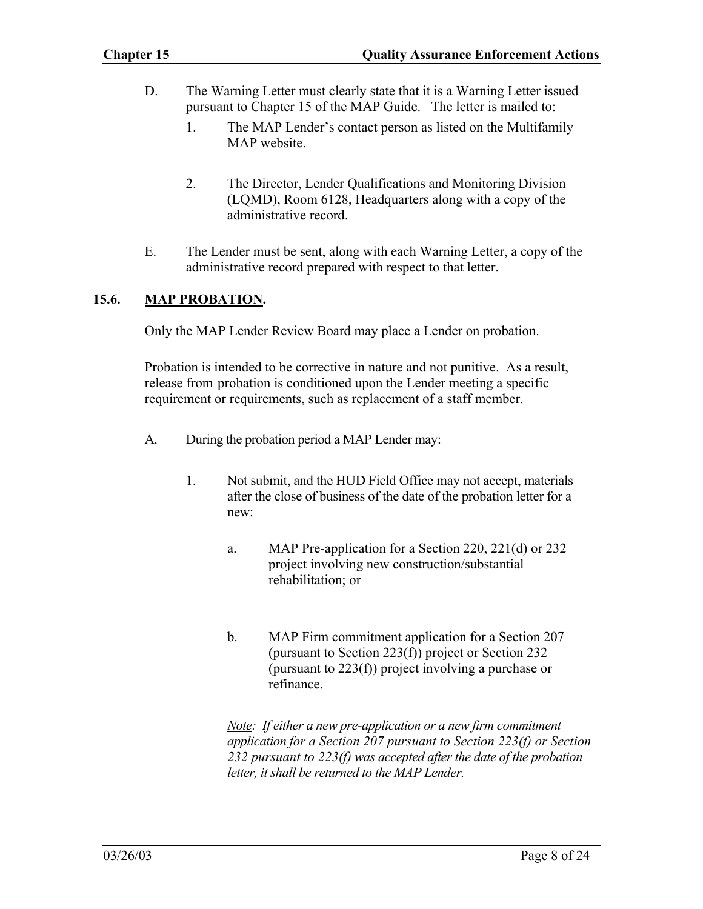D. The Warning Letter must clearly state that it is a Warning Letter issued pursuant to Chapter 15 of the MAP Guide. The letter is mailed to:

   1. The MAP Lender's contact person as listed on the Multifamily MAP website.

   2. The Director, Lender Qualifications and Monitoring Division (LQMD), Room 6128, Headquarters along with a copy of the administrative record.

E. The Lender must be sent, along with each Warning Letter, a copy of the administrative record prepared with respect to that letter.

## 15.6. <u>MAP PROBATION</u>.

Only the MAP Lender Review Board may place a Lender on probation.

Probation is intended to be corrective in nature and not punitive. As a result, release from probation is conditioned upon the Lender meeting a specific requirement or requirements, such as replacement of a staff member.

A. During the probation period a MAP Lender may:

   1. Not submit, and the HUD Field Office may not accept, materials after the close of business of the date of the probation letter for a new:

      a. MAP Pre-application for a Section 220, 221(d) or 232 project involving new construction/substantial rehabilitation; or

      b. MAP Firm commitment application for a Section 207 (pursuant to Section 223(f)) project or Section 232 (pursuant to 223(f)) project involving a purchase or refinance.

      *<u>Note</u>: If either a new pre-application or a new firm commitment application for a Section 207 pursuant to Section 223(f) or Section 232 pursuant to 223(f) was accepted after the date of the probation letter, it shall be returned to the MAP Lender.*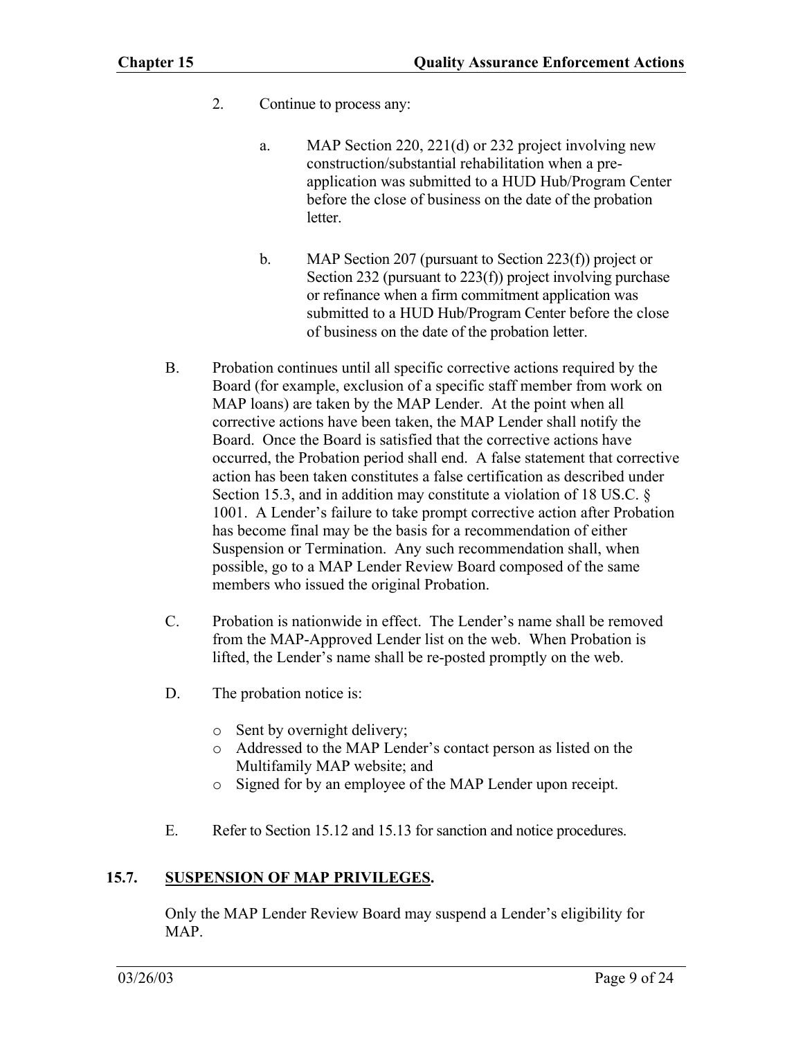2. Continue to process any:

   a. MAP Section 220, 221(d) or 232 project involving new construction/substantial rehabilitation when a pre-application was submitted to a HUD Hub/Program Center before the close of business on the date of the probation letter.

   b. MAP Section 207 (pursuant to Section 223(f)) project or Section 232 (pursuant to 223(f)) project involving purchase or refinance when a firm commitment application was submitted to a HUD Hub/Program Center before the close of business on the date of the probation letter.

B. Probation continues until all specific corrective actions required by the Board (for example, exclusion of a specific staff member from work on MAP loans) are taken by the MAP Lender. At the point when all corrective actions have been taken, the MAP Lender shall notify the Board. Once the Board is satisfied that the corrective actions have occurred, the Probation period shall end. A false statement that corrective action has been taken constitutes a false certification as described under Section 15.3, and in addition may constitute a violation of 18 US.C. § 1001. A Lender's failure to take prompt corrective action after Probation has become final may be the basis for a recommendation of either Suspension or Termination. Any such recommendation shall, when possible, go to a MAP Lender Review Board composed of the same members who issued the original Probation.

C. Probation is nationwide in effect. The Lender's name shall be removed from the MAP-Approved Lender list on the web. When Probation is lifted, the Lender's name shall be re-posted promptly on the web.

D. The probation notice is:

   - Sent by overnight delivery;
   - Addressed to the MAP Lender's contact person as listed on the Multifamily MAP website; and
   - Signed for by an employee of the MAP Lender upon receipt.

E. Refer to Section 15.12 and 15.13 for sanction and notice procedures.

## 15.7. SUSPENSION OF MAP PRIVILEGES.

Only the MAP Lender Review Board may suspend a Lender's eligibility for MAP.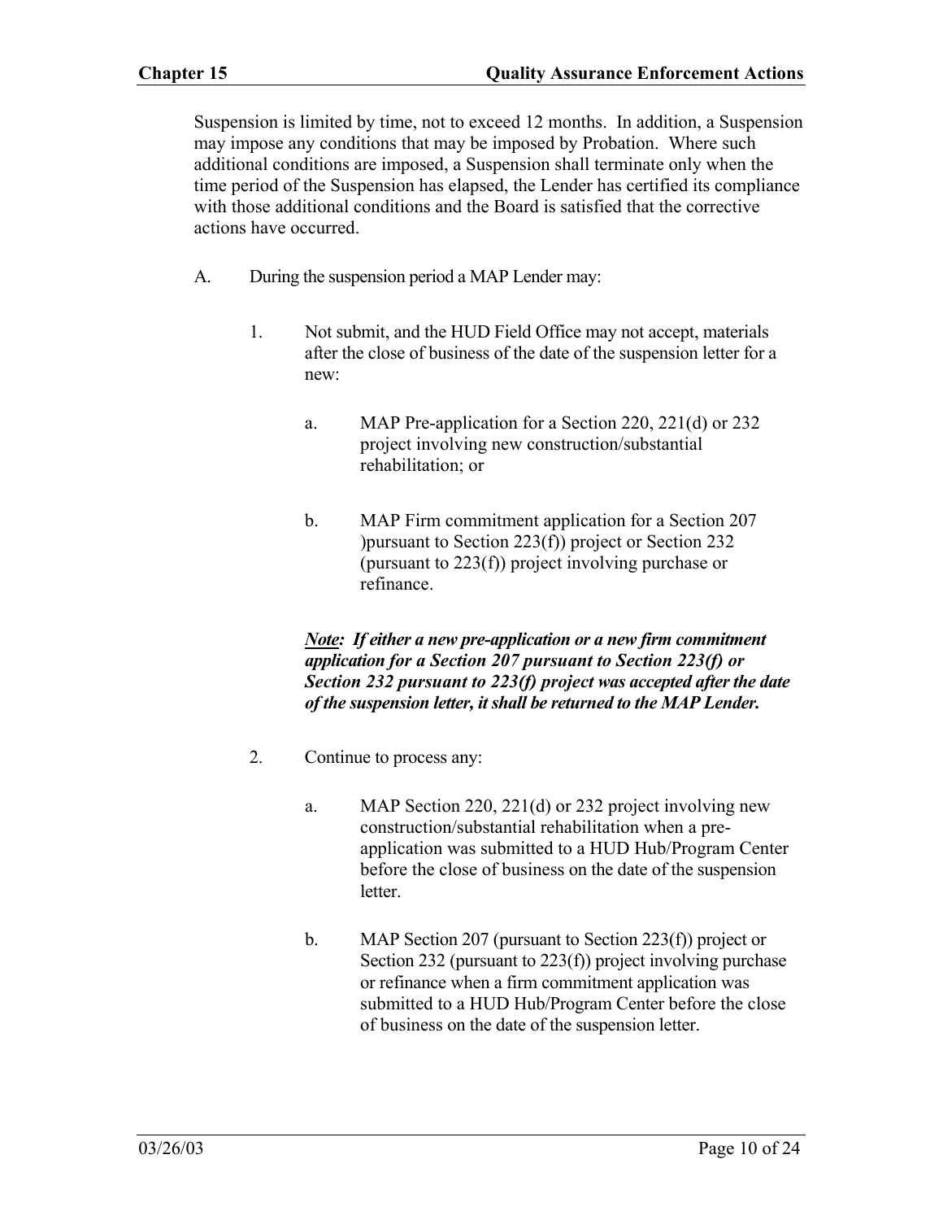Suspension is limited by time, not to exceed 12 months. In addition, a Suspension may impose any conditions that may be imposed by Probation. Where such additional conditions are imposed, a Suspension shall terminate only when the time period of the Suspension has elapsed, the Lender has certified its compliance with those additional conditions and the Board is satisfied that the corrective actions have occurred.

A. During the suspension period a MAP Lender may:

1. Not submit, and the HUD Field Office may not accept, materials after the close of business of the date of the suspension letter for a new:

   a. MAP Pre-application for a Section 220, 221(d) or 232 project involving new construction/substantial rehabilitation; or

   b. MAP Firm commitment application for a Section 207 )pursuant to Section 223(f)) project or Section 232 (pursuant to 223(f)) project involving purchase or refinance.

   ***<u>Note</u>: If either a new pre-application or a new firm commitment application for a Section 207 pursuant to Section 223(f) or Section 232 pursuant to 223(f) project was accepted after the date of the suspension letter, it shall be returned to the MAP Lender.***

2. Continue to process any:

   a. MAP Section 220, 221(d) or 232 project involving new construction/substantial rehabilitation when a pre-application was submitted to a HUD Hub/Program Center before the close of business on the date of the suspension letter.

   b. MAP Section 207 (pursuant to Section 223(f)) project or Section 232 (pursuant to 223(f)) project involving purchase or refinance when a firm commitment application was submitted to a HUD Hub/Program Center before the close of business on the date of the suspension letter.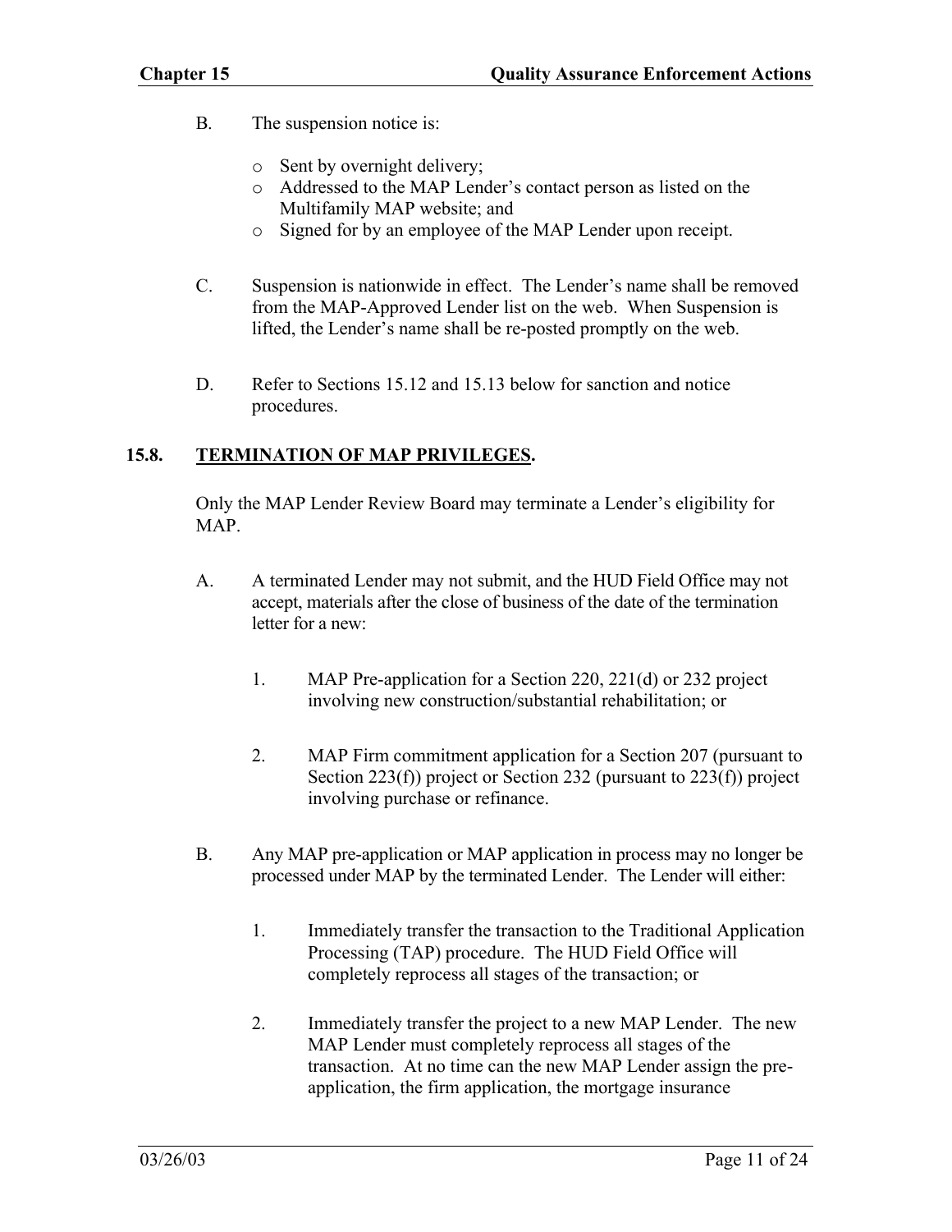B. The suspension notice is:

- Sent by overnight delivery;
- Addressed to the MAP Lender's contact person as listed on the Multifamily MAP website; and
- Signed for by an employee of the MAP Lender upon receipt.

C. Suspension is nationwide in effect. The Lender's name shall be removed from the MAP-Approved Lender list on the web. When Suspension is lifted, the Lender's name shall be re-posted promptly on the web.

D. Refer to Sections 15.12 and 15.13 below for sanction and notice procedures.

## 15.8. TERMINATION OF MAP PRIVILEGES.

Only the MAP Lender Review Board may terminate a Lender's eligibility for MAP.

A. A terminated Lender may not submit, and the HUD Field Office may not accept, materials after the close of business of the date of the termination letter for a new:

1. MAP Pre-application for a Section 220, 221(d) or 232 project involving new construction/substantial rehabilitation; or

2. MAP Firm commitment application for a Section 207 (pursuant to Section 223(f)) project or Section 232 (pursuant to 223(f)) project involving purchase or refinance.

B. Any MAP pre-application or MAP application in process may no longer be processed under MAP by the terminated Lender. The Lender will either:

1. Immediately transfer the transaction to the Traditional Application Processing (TAP) procedure. The HUD Field Office will completely reprocess all stages of the transaction; or

2. Immediately transfer the project to a new MAP Lender. The new MAP Lender must completely reprocess all stages of the transaction. At no time can the new MAP Lender assign the pre-application, the firm application, the mortgage insurance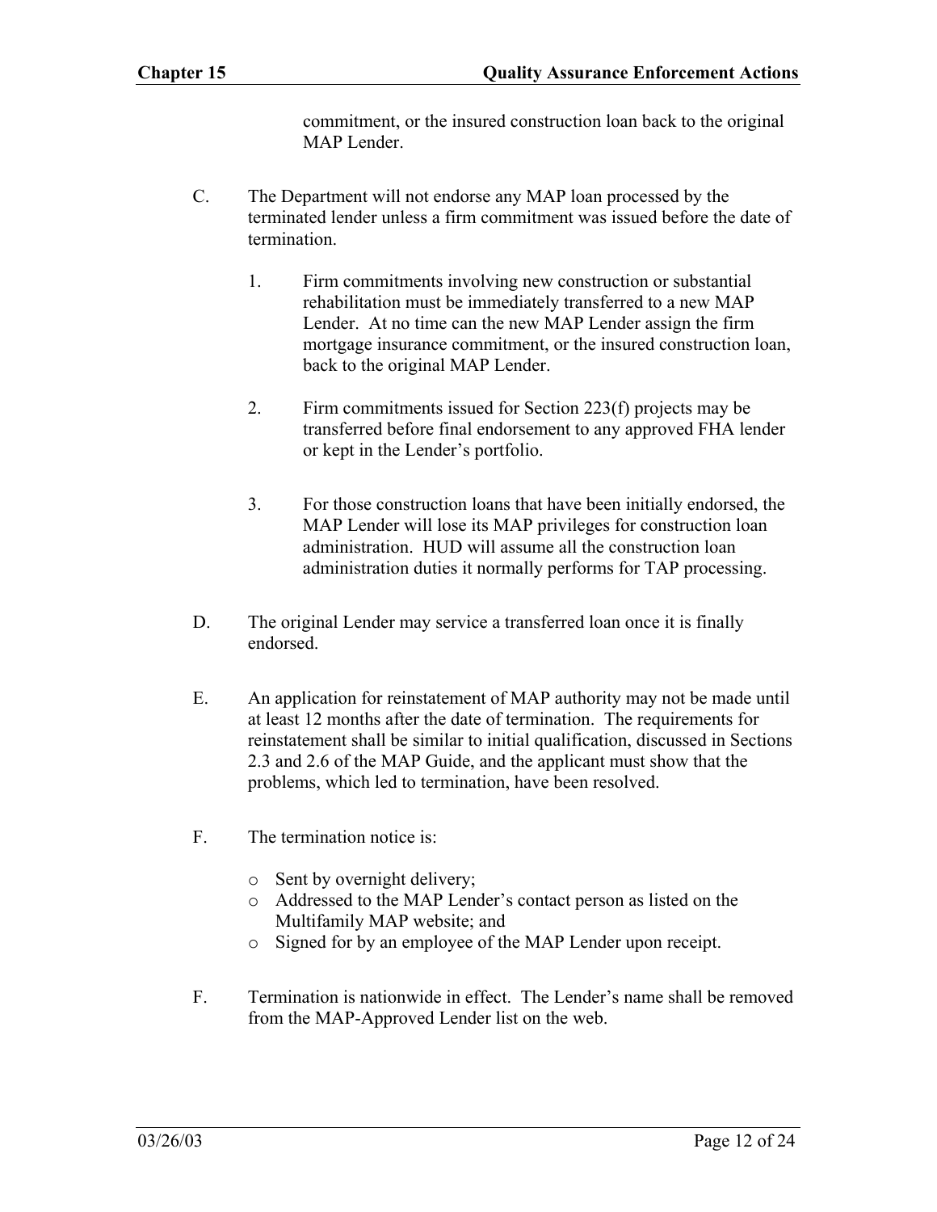commitment, or the insured construction loan back to the original MAP Lender.

C. The Department will not endorse any MAP loan processed by the terminated lender unless a firm commitment was issued before the date of termination.

  1. Firm commitments involving new construction or substantial rehabilitation must be immediately transferred to a new MAP Lender. At no time can the new MAP Lender assign the firm mortgage insurance commitment, or the insured construction loan, back to the original MAP Lender.

  2. Firm commitments issued for Section 223(f) projects may be transferred before final endorsement to any approved FHA lender or kept in the Lender's portfolio.

  3. For those construction loans that have been initially endorsed, the MAP Lender will lose its MAP privileges for construction loan administration. HUD will assume all the construction loan administration duties it normally performs for TAP processing.

D. The original Lender may service a transferred loan once it is finally endorsed.

E. An application for reinstatement of MAP authority may not be made until at least 12 months after the date of termination. The requirements for reinstatement shall be similar to initial qualification, discussed in Sections 2.3 and 2.6 of the MAP Guide, and the applicant must show that the problems, which led to termination, have been resolved.

F. The termination notice is:

- Sent by overnight delivery;
- Addressed to the MAP Lender's contact person as listed on the Multifamily MAP website; and
- Signed for by an employee of the MAP Lender upon receipt.

F. Termination is nationwide in effect. The Lender's name shall be removed from the MAP-Approved Lender list on the web.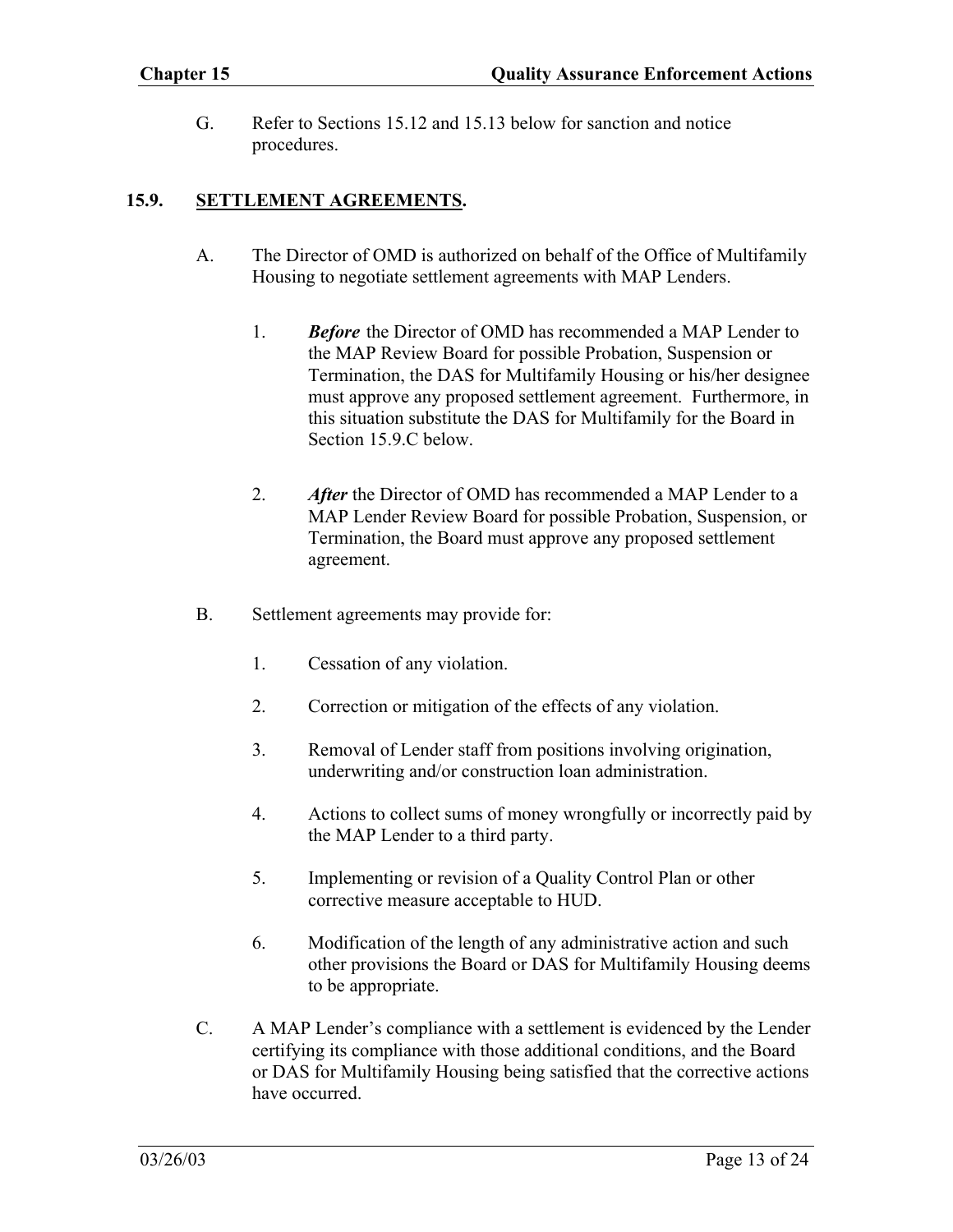G. Refer to Sections 15.12 and 15.13 below for sanction and notice procedures.

## 15.9. <u>SETTLEMENT AGREEMENTS</u>.

A. The Director of OMD is authorized on behalf of the Office of Multifamily Housing to negotiate settlement agreements with MAP Lenders.

1. ***Before*** the Director of OMD has recommended a MAP Lender to the MAP Review Board for possible Probation, Suspension or Termination, the DAS for Multifamily Housing or his/her designee must approve any proposed settlement agreement. Furthermore, in this situation substitute the DAS for Multifamily for the Board in Section 15.9.C below.

2. ***After*** the Director of OMD has recommended a MAP Lender to a MAP Lender Review Board for possible Probation, Suspension, or Termination, the Board must approve any proposed settlement agreement.

B. Settlement agreements may provide for:

1. Cessation of any violation.

2. Correction or mitigation of the effects of any violation.

3. Removal of Lender staff from positions involving origination, underwriting and/or construction loan administration.

4. Actions to collect sums of money wrongfully or incorrectly paid by the MAP Lender to a third party.

5. Implementing or revision of a Quality Control Plan or other corrective measure acceptable to HUD.

6. Modification of the length of any administrative action and such other provisions the Board or DAS for Multifamily Housing deems to be appropriate.

C. A MAP Lender's compliance with a settlement is evidenced by the Lender certifying its compliance with those additional conditions, and the Board or DAS for Multifamily Housing being satisfied that the corrective actions have occurred.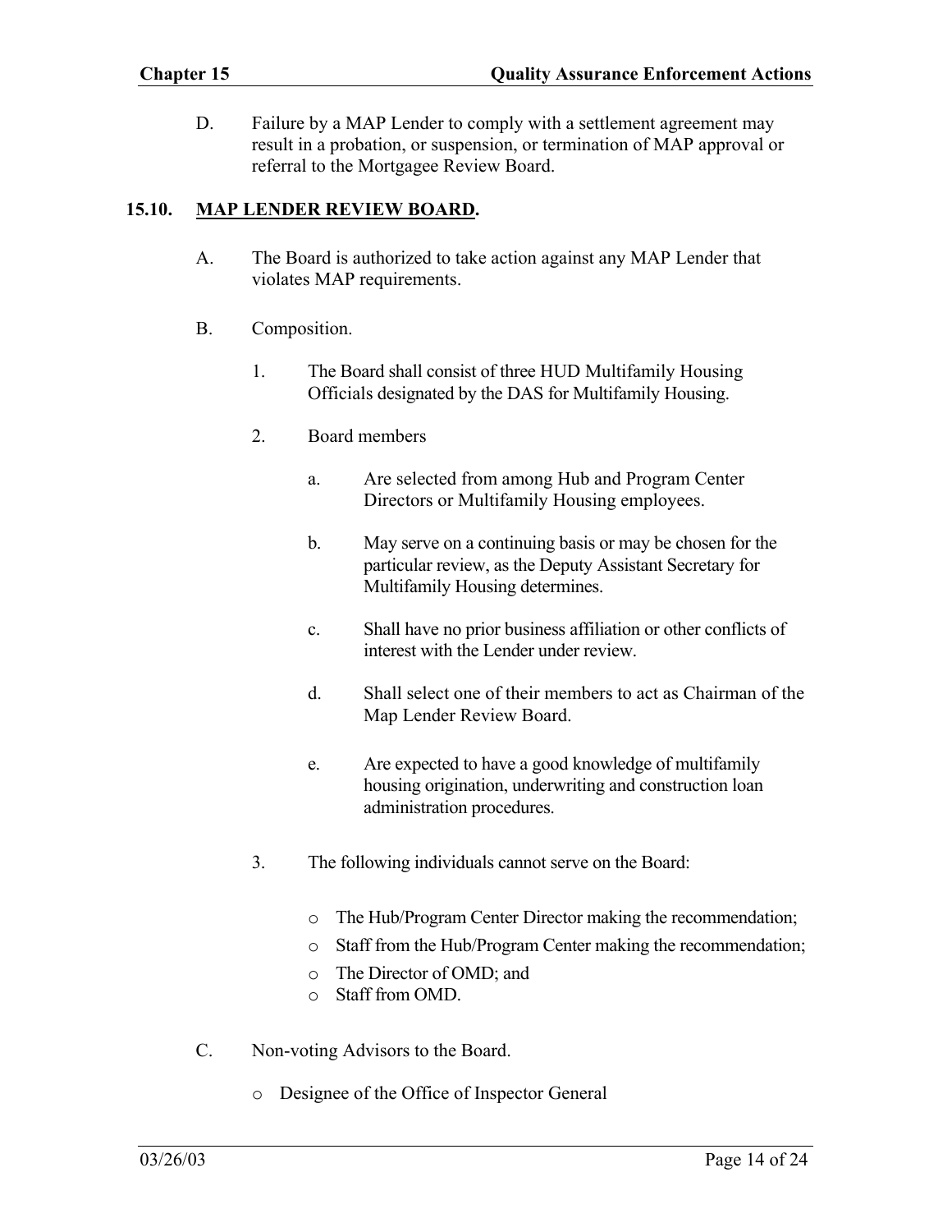D. Failure by a MAP Lender to comply with a settlement agreement may result in a probation, or suspension, or termination of MAP approval or referral to the Mortgagee Review Board.

## 15.10. <u>MAP LENDER REVIEW BOARD</u>.

A. The Board is authorized to take action against any MAP Lender that violates MAP requirements.

B. Composition.

1. The Board shall consist of three HUD Multifamily Housing Officials designated by the DAS for Multifamily Housing.

2. Board members

   a. Are selected from among Hub and Program Center Directors or Multifamily Housing employees.

   b. May serve on a continuing basis or may be chosen for the particular review, as the Deputy Assistant Secretary for Multifamily Housing determines.

   c. Shall have no prior business affiliation or other conflicts of interest with the Lender under review.

   d. Shall select one of their members to act as Chairman of the Map Lender Review Board.

   e. Are expected to have a good knowledge of multifamily housing origination, underwriting and construction loan administration procedures.

3. The following individuals cannot serve on the Board:

   - The Hub/Program Center Director making the recommendation;
   - Staff from the Hub/Program Center making the recommendation;
   - The Director of OMD; and
   - Staff from OMD.

C. Non-voting Advisors to the Board.

- Designee of the Office of Inspector General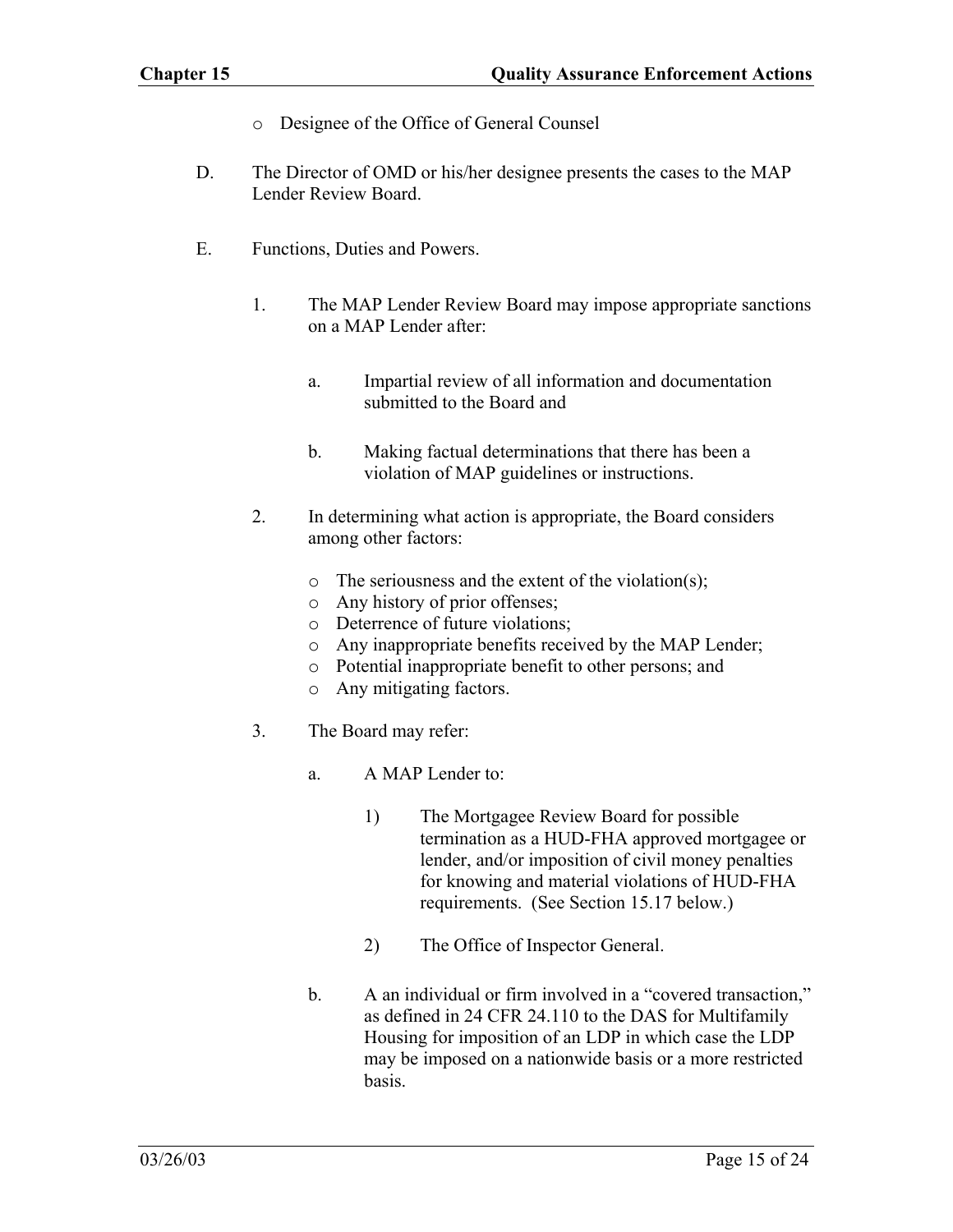- Designee of the Office of General Counsel

D. The Director of OMD or his/her designee presents the cases to the MAP Lender Review Board.

E. Functions, Duties and Powers.

1. The MAP Lender Review Board may impose appropriate sanctions on a MAP Lender after:

   a. Impartial review of all information and documentation submitted to the Board and

   b. Making factual determinations that there has been a violation of MAP guidelines or instructions.

2. In determining what action is appropriate, the Board considers among other factors:

   - The seriousness and the extent of the violation(s);
   - Any history of prior offenses;
   - Deterrence of future violations;
   - Any inappropriate benefits received by the MAP Lender;
   - Potential inappropriate benefit to other persons; and
   - Any mitigating factors.

3. The Board may refer:

   a. A MAP Lender to:

      1) The Mortgagee Review Board for possible termination as a HUD-FHA approved mortgagee or lender, and/or imposition of civil money penalties for knowing and material violations of HUD-FHA requirements. (See Section 15.17 below.)

      2) The Office of Inspector General.

   b. A an individual or firm involved in a "covered transaction," as defined in 24 CFR 24.110 to the DAS for Multifamily Housing for imposition of an LDP in which case the LDP may be imposed on a nationwide basis or a more restricted basis.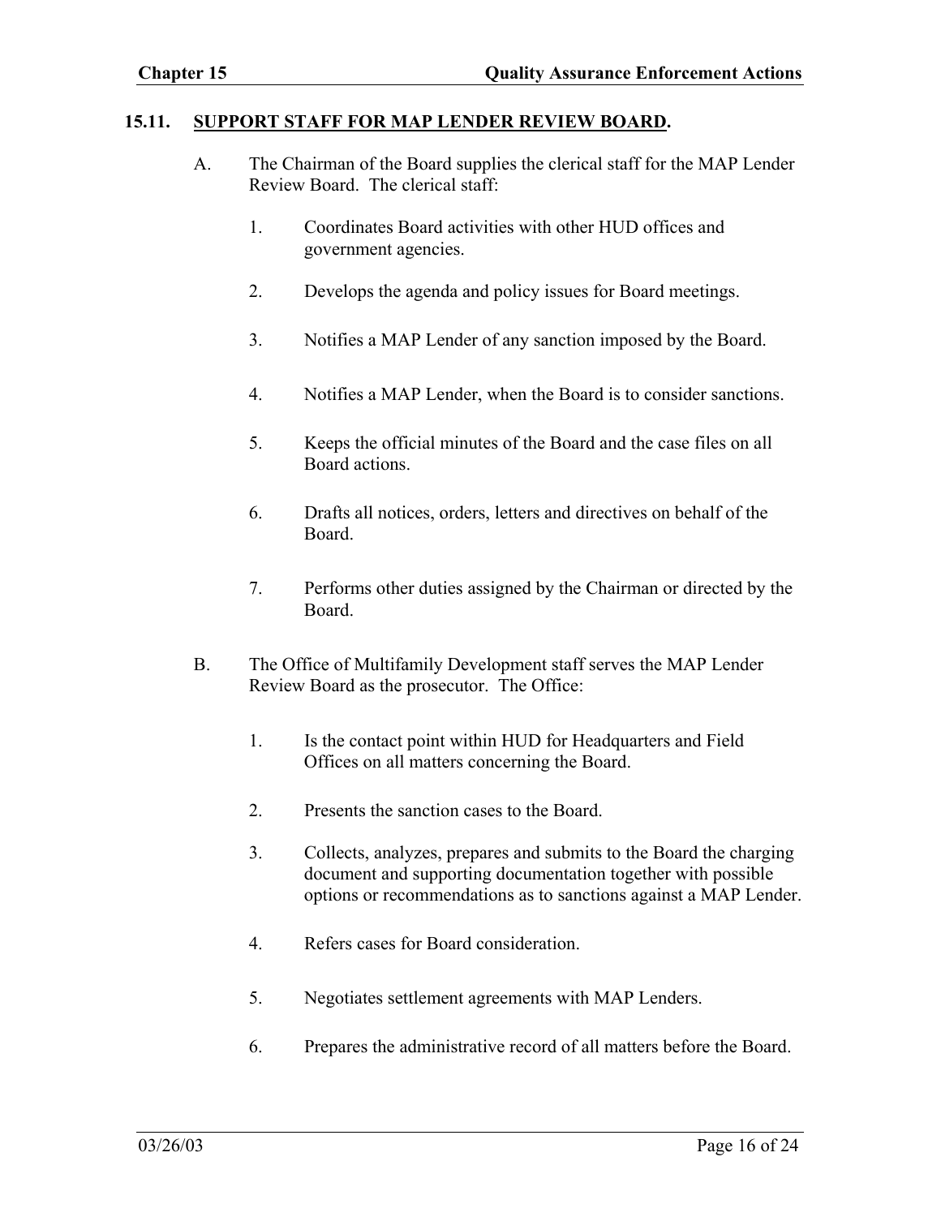## 15.11. SUPPORT STAFF FOR MAP LENDER REVIEW BOARD.

A. The Chairman of the Board supplies the clerical staff for the MAP Lender Review Board. The clerical staff:

1. Coordinates Board activities with other HUD offices and government agencies.

2. Develops the agenda and policy issues for Board meetings.

3. Notifies a MAP Lender of any sanction imposed by the Board.

4. Notifies a MAP Lender, when the Board is to consider sanctions.

5. Keeps the official minutes of the Board and the case files on all Board actions.

6. Drafts all notices, orders, letters and directives on behalf of the Board.

7. Performs other duties assigned by the Chairman or directed by the Board.

B. The Office of Multifamily Development staff serves the MAP Lender Review Board as the prosecutor. The Office:

1. Is the contact point within HUD for Headquarters and Field Offices on all matters concerning the Board.

2. Presents the sanction cases to the Board.

3. Collects, analyzes, prepares and submits to the Board the charging document and supporting documentation together with possible options or recommendations as to sanctions against a MAP Lender.

4. Refers cases for Board consideration.

5. Negotiates settlement agreements with MAP Lenders.

6. Prepares the administrative record of all matters before the Board.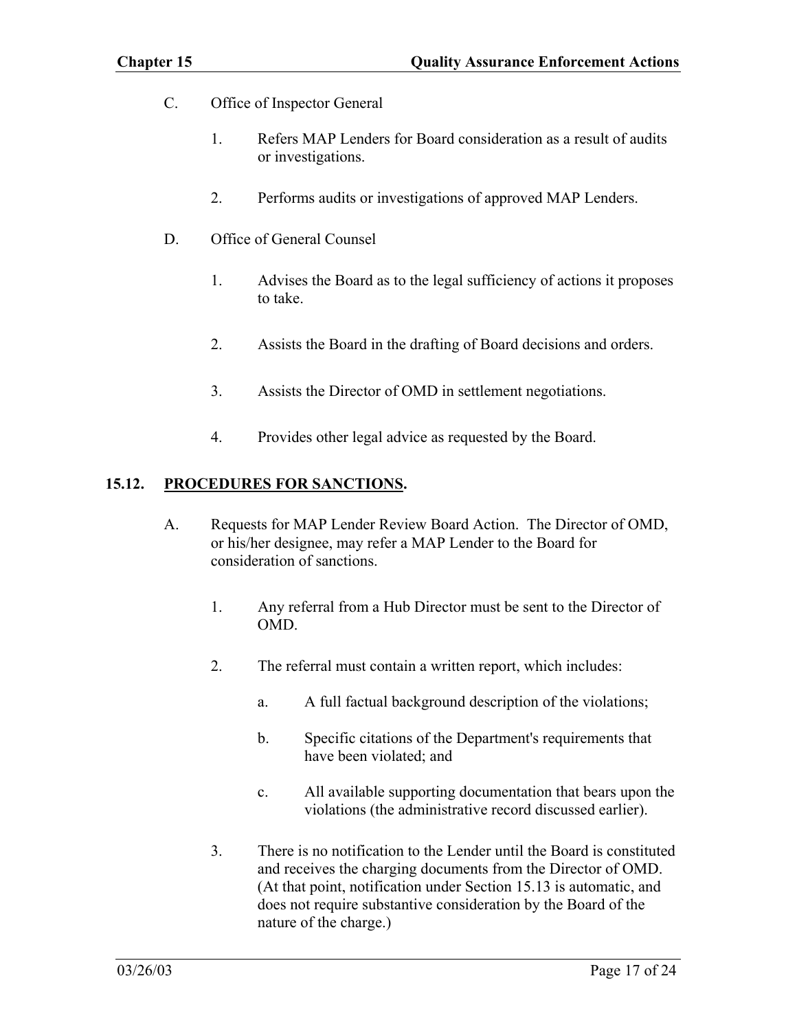C. Office of Inspector General

1. Refers MAP Lenders for Board consideration as a result of audits or investigations.

2. Performs audits or investigations of approved MAP Lenders.

D. Office of General Counsel

1. Advises the Board as to the legal sufficiency of actions it proposes to take.

2. Assists the Board in the drafting of Board decisions and orders.

3. Assists the Director of OMD in settlement negotiations.

4. Provides other legal advice as requested by the Board.

## 15.12. PROCEDURES FOR SANCTIONS.

A. Requests for MAP Lender Review Board Action. The Director of OMD, or his/her designee, may refer a MAP Lender to the Board for consideration of sanctions.

1. Any referral from a Hub Director must be sent to the Director of OMD.

2. The referral must contain a written report, which includes:

   a. A full factual background description of the violations;

   b. Specific citations of the Department's requirements that have been violated; and

   c. All available supporting documentation that bears upon the violations (the administrative record discussed earlier).

3. There is no notification to the Lender until the Board is constituted and receives the charging documents from the Director of OMD. (At that point, notification under Section 15.13 is automatic, and does not require substantive consideration by the Board of the nature of the charge.)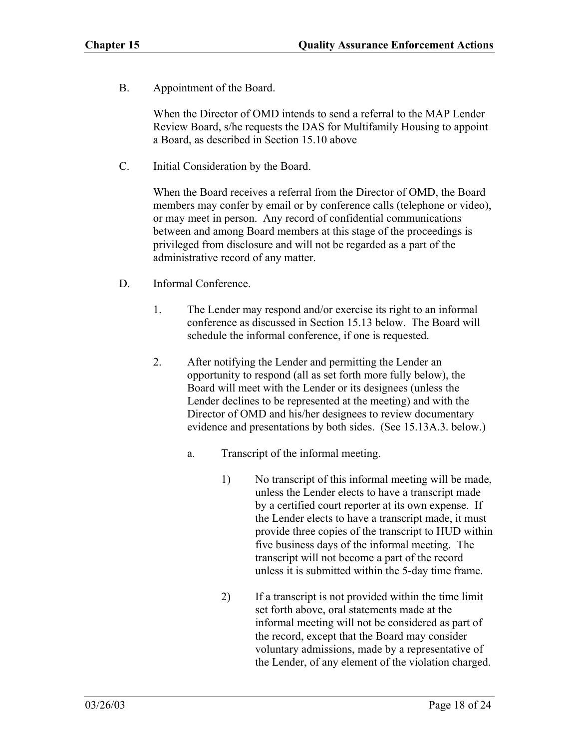B. Appointment of the Board.

When the Director of OMD intends to send a referral to the MAP Lender Review Board, s/he requests the DAS for Multifamily Housing to appoint a Board, as described in Section 15.10 above

C. Initial Consideration by the Board.

When the Board receives a referral from the Director of OMD, the Board members may confer by email or by conference calls (telephone or video), or may meet in person. Any record of confidential communications between and among Board members at this stage of the proceedings is privileged from disclosure and will not be regarded as a part of the administrative record of any matter.

D. Informal Conference.

1. The Lender may respond and/or exercise its right to an informal conference as discussed in Section 15.13 below. The Board will schedule the informal conference, if one is requested.

2. After notifying the Lender and permitting the Lender an opportunity to respond (all as set forth more fully below), the Board will meet with the Lender or its designees (unless the Lender declines to be represented at the meeting) and with the Director of OMD and his/her designees to review documentary evidence and presentations by both sides. (See 15.13A.3. below.)

   a. Transcript of the informal meeting.

      1) No transcript of this informal meeting will be made, unless the Lender elects to have a transcript made by a certified court reporter at its own expense. If the Lender elects to have a transcript made, it must provide three copies of the transcript to HUD within five business days of the informal meeting. The transcript will not become a part of the record unless it is submitted within the 5-day time frame.

      2) If a transcript is not provided within the time limit set forth above, oral statements made at the informal meeting will not be considered as part of the record, except that the Board may consider voluntary admissions, made by a representative of the Lender, of any element of the violation charged.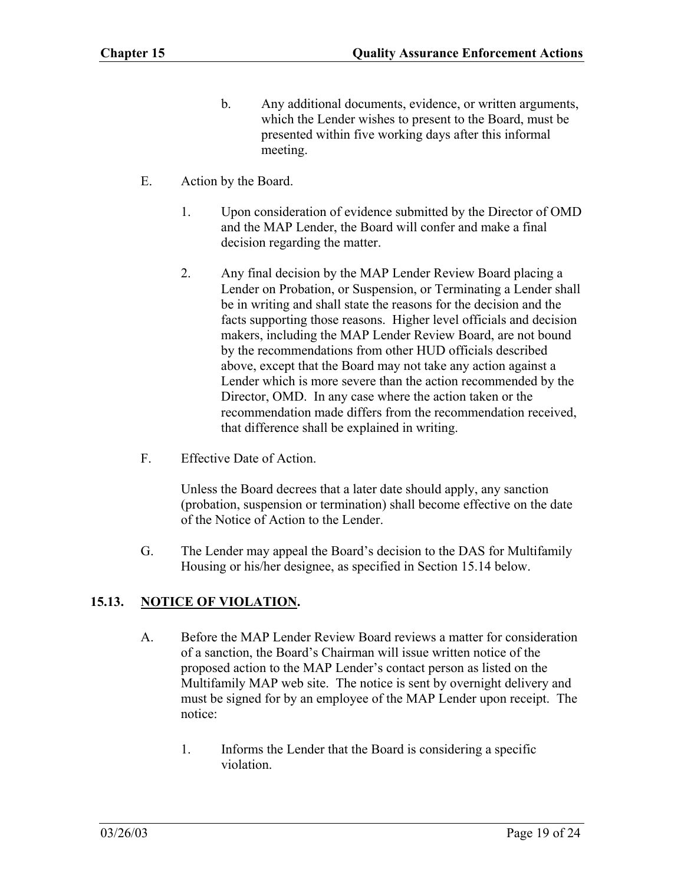b. Any additional documents, evidence, or written arguments, which the Lender wishes to present to the Board, must be presented within five working days after this informal meeting.

E. Action by the Board.

1. Upon consideration of evidence submitted by the Director of OMD and the MAP Lender, the Board will confer and make a final decision regarding the matter.

2. Any final decision by the MAP Lender Review Board placing a Lender on Probation, or Suspension, or Terminating a Lender shall be in writing and shall state the reasons for the decision and the facts supporting those reasons. Higher level officials and decision makers, including the MAP Lender Review Board, are not bound by the recommendations from other HUD officials described above, except that the Board may not take any action against a Lender which is more severe than the action recommended by the Director, OMD. In any case where the action taken or the recommendation made differs from the recommendation received, that difference shall be explained in writing.

F. Effective Date of Action.

Unless the Board decrees that a later date should apply, any sanction (probation, suspension or termination) shall become effective on the date of the Notice of Action to the Lender.

G. The Lender may appeal the Board's decision to the DAS for Multifamily Housing or his/her designee, as specified in Section 15.14 below.

## 15.13. NOTICE OF VIOLATION.

A. Before the MAP Lender Review Board reviews a matter for consideration of a sanction, the Board's Chairman will issue written notice of the proposed action to the MAP Lender's contact person as listed on the Multifamily MAP web site. The notice is sent by overnight delivery and must be signed for by an employee of the MAP Lender upon receipt. The notice:

1. Informs the Lender that the Board is considering a specific violation.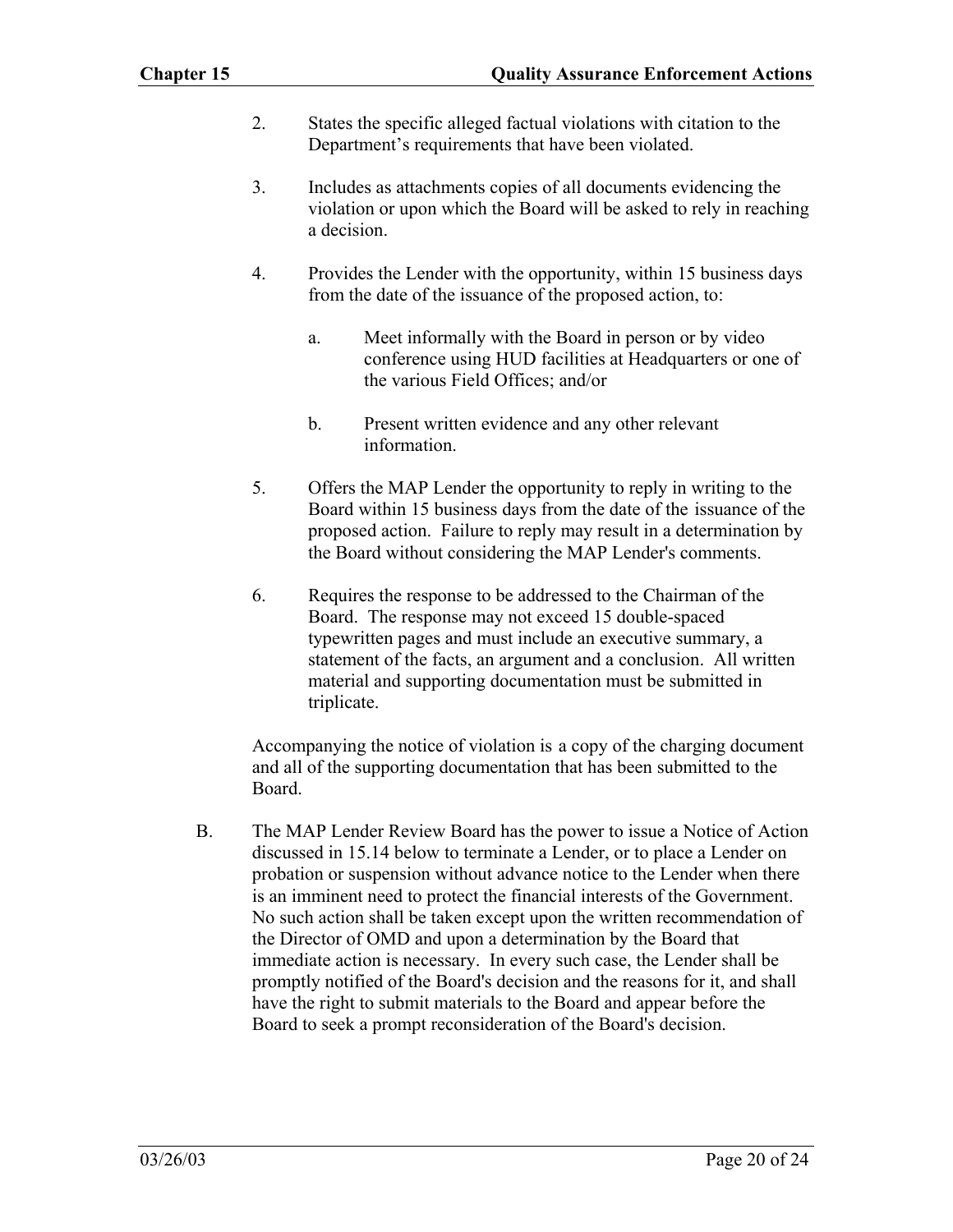2. States the specific alleged factual violations with citation to the Department's requirements that have been violated.

3. Includes as attachments copies of all documents evidencing the violation or upon which the Board will be asked to rely in reaching a decision.

4. Provides the Lender with the opportunity, within 15 business days from the date of the issuance of the proposed action, to:

   a. Meet informally with the Board in person or by video conference using HUD facilities at Headquarters or one of the various Field Offices; and/or

   b. Present written evidence and any other relevant information.

5. Offers the MAP Lender the opportunity to reply in writing to the Board within 15 business days from the date of the issuance of the proposed action. Failure to reply may result in a determination by the Board without considering the MAP Lender's comments.

6. Requires the response to be addressed to the Chairman of the Board. The response may not exceed 15 double-spaced typewritten pages and must include an executive summary, a statement of the facts, an argument and a conclusion. All written material and supporting documentation must be submitted in triplicate.

Accompanying the notice of violation is a copy of the charging document and all of the supporting documentation that has been submitted to the Board.

B. The MAP Lender Review Board has the power to issue a Notice of Action discussed in 15.14 below to terminate a Lender, or to place a Lender on probation or suspension without advance notice to the Lender when there is an imminent need to protect the financial interests of the Government. No such action shall be taken except upon the written recommendation of the Director of OMD and upon a determination by the Board that immediate action is necessary. In every such case, the Lender shall be promptly notified of the Board's decision and the reasons for it, and shall have the right to submit materials to the Board and appear before the Board to seek a prompt reconsideration of the Board's decision.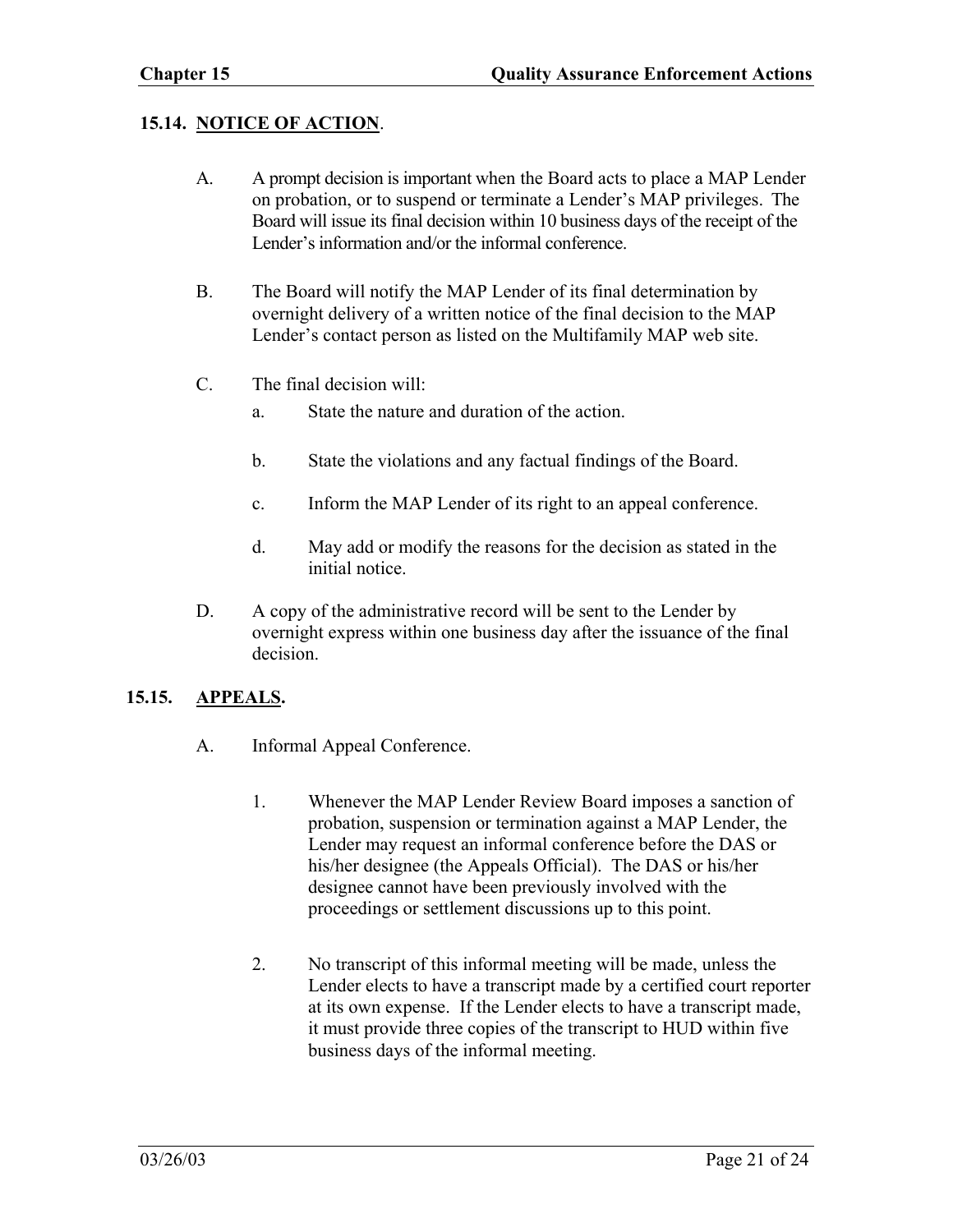## 15.14. NOTICE OF ACTION.

A. A prompt decision is important when the Board acts to place a MAP Lender on probation, or to suspend or terminate a Lender's MAP privileges. The Board will issue its final decision within 10 business days of the receipt of the Lender's information and/or the informal conference.

B. The Board will notify the MAP Lender of its final determination by overnight delivery of a written notice of the final decision to the MAP Lender's contact person as listed on the Multifamily MAP web site.

C. The final decision will:

   a. State the nature and duration of the action.

   b. State the violations and any factual findings of the Board.

   c. Inform the MAP Lender of its right to an appeal conference.

   d. May add or modify the reasons for the decision as stated in the initial notice.

D. A copy of the administrative record will be sent to the Lender by overnight express within one business day after the issuance of the final decision.

## 15.15. APPEALS.

A. Informal Appeal Conference.

   1. Whenever the MAP Lender Review Board imposes a sanction of probation, suspension or termination against a MAP Lender, the Lender may request an informal conference before the DAS or his/her designee (the Appeals Official). The DAS or his/her designee cannot have been previously involved with the proceedings or settlement discussions up to this point.

   2. No transcript of this informal meeting will be made, unless the Lender elects to have a transcript made by a certified court reporter at its own expense. If the Lender elects to have a transcript made, it must provide three copies of the transcript to HUD within five business days of the informal meeting.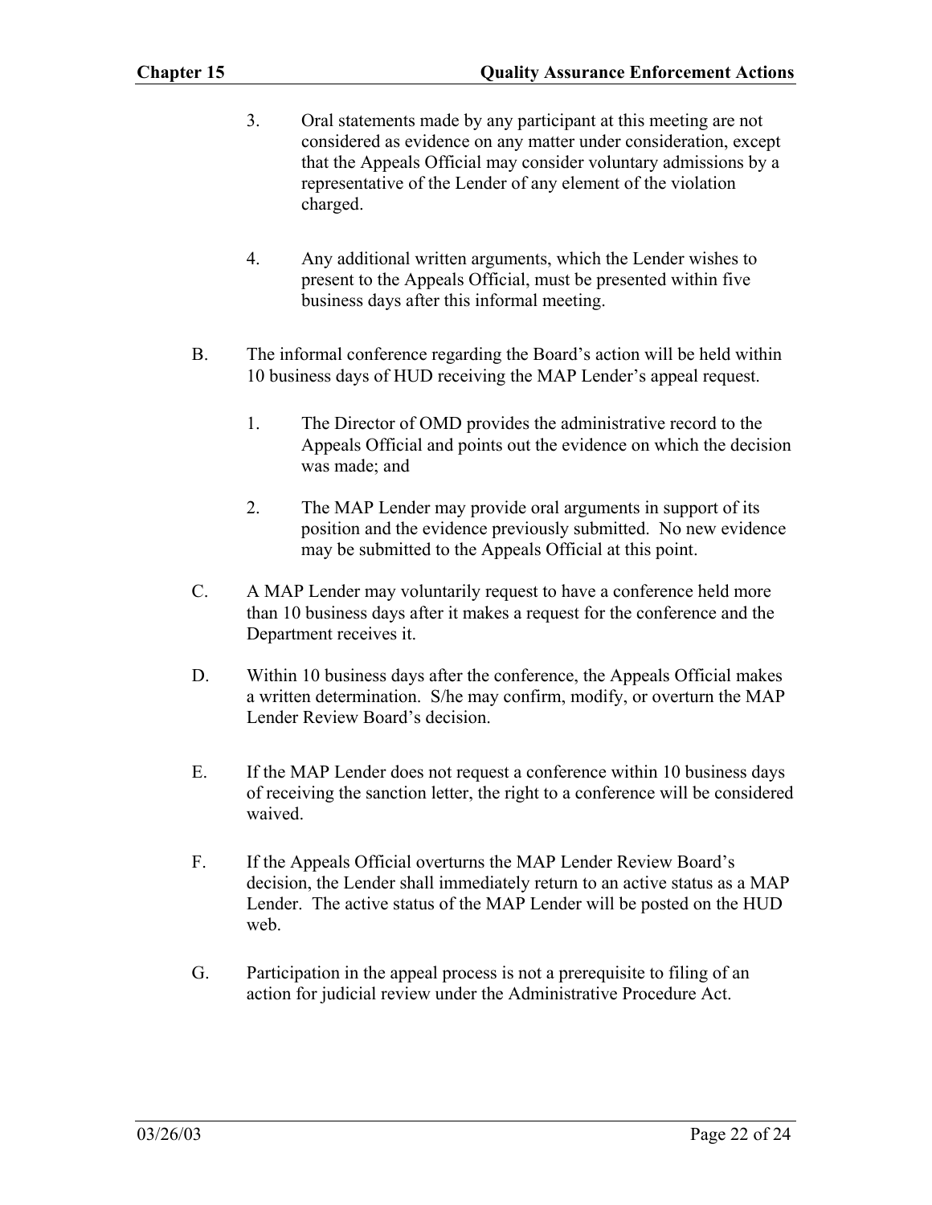3. Oral statements made by any participant at this meeting are not considered as evidence on any matter under consideration, except that the Appeals Official may consider voluntary admissions by a representative of the Lender of any element of the violation charged.

4. Any additional written arguments, which the Lender wishes to present to the Appeals Official, must be presented within five business days after this informal meeting.

B. The informal conference regarding the Board's action will be held within 10 business days of HUD receiving the MAP Lender's appeal request.

1. The Director of OMD provides the administrative record to the Appeals Official and points out the evidence on which the decision was made; and

2. The MAP Lender may provide oral arguments in support of its position and the evidence previously submitted. No new evidence may be submitted to the Appeals Official at this point.

C. A MAP Lender may voluntarily request to have a conference held more than 10 business days after it makes a request for the conference and the Department receives it.

D. Within 10 business days after the conference, the Appeals Official makes a written determination. S/he may confirm, modify, or overturn the MAP Lender Review Board's decision.

E. If the MAP Lender does not request a conference within 10 business days of receiving the sanction letter, the right to a conference will be considered waived.

F. If the Appeals Official overturns the MAP Lender Review Board's decision, the Lender shall immediately return to an active status as a MAP Lender. The active status of the MAP Lender will be posted on the HUD web.

G. Participation in the appeal process is not a prerequisite to filing of an action for judicial review under the Administrative Procedure Act.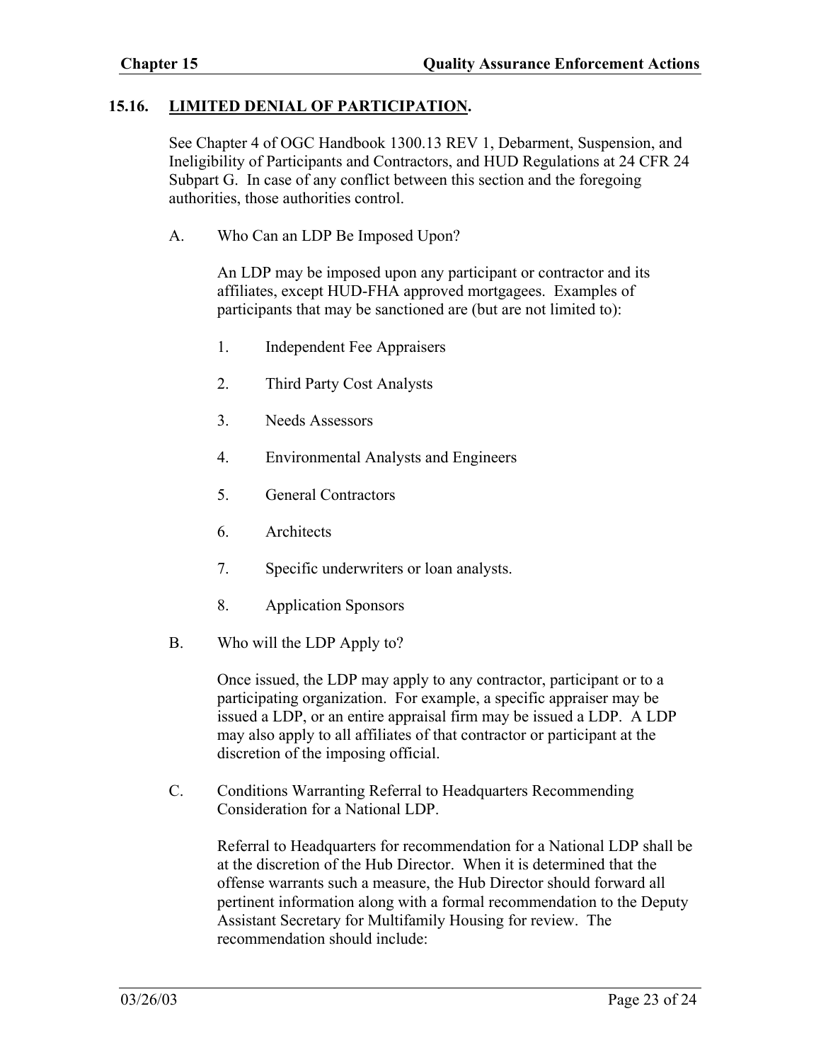## 15.16. LIMITED DENIAL OF PARTICIPATION.

See Chapter 4 of OGC Handbook 1300.13 REV 1, Debarment, Suspension, and Ineligibility of Participants and Contractors, and HUD Regulations at 24 CFR 24 Subpart G. In case of any conflict between this section and the foregoing authorities, those authorities control.

A. Who Can an LDP Be Imposed Upon?

An LDP may be imposed upon any participant or contractor and its affiliates, except HUD-FHA approved mortgagees. Examples of participants that may be sanctioned are (but are not limited to):

1. Independent Fee Appraisers
2. Third Party Cost Analysts
3. Needs Assessors
4. Environmental Analysts and Engineers
5. General Contractors
6. Architects
7. Specific underwriters or loan analysts.
8. Application Sponsors

B. Who will the LDP Apply to?

Once issued, the LDP may apply to any contractor, participant or to a participating organization. For example, a specific appraiser may be issued a LDP, or an entire appraisal firm may be issued a LDP. A LDP may also apply to all affiliates of that contractor or participant at the discretion of the imposing official.

C. Conditions Warranting Referral to Headquarters Recommending Consideration for a National LDP.

Referral to Headquarters for recommendation for a National LDP shall be at the discretion of the Hub Director. When it is determined that the offense warrants such a measure, the Hub Director should forward all pertinent information along with a formal recommendation to the Deputy Assistant Secretary for Multifamily Housing for review. The recommendation should include: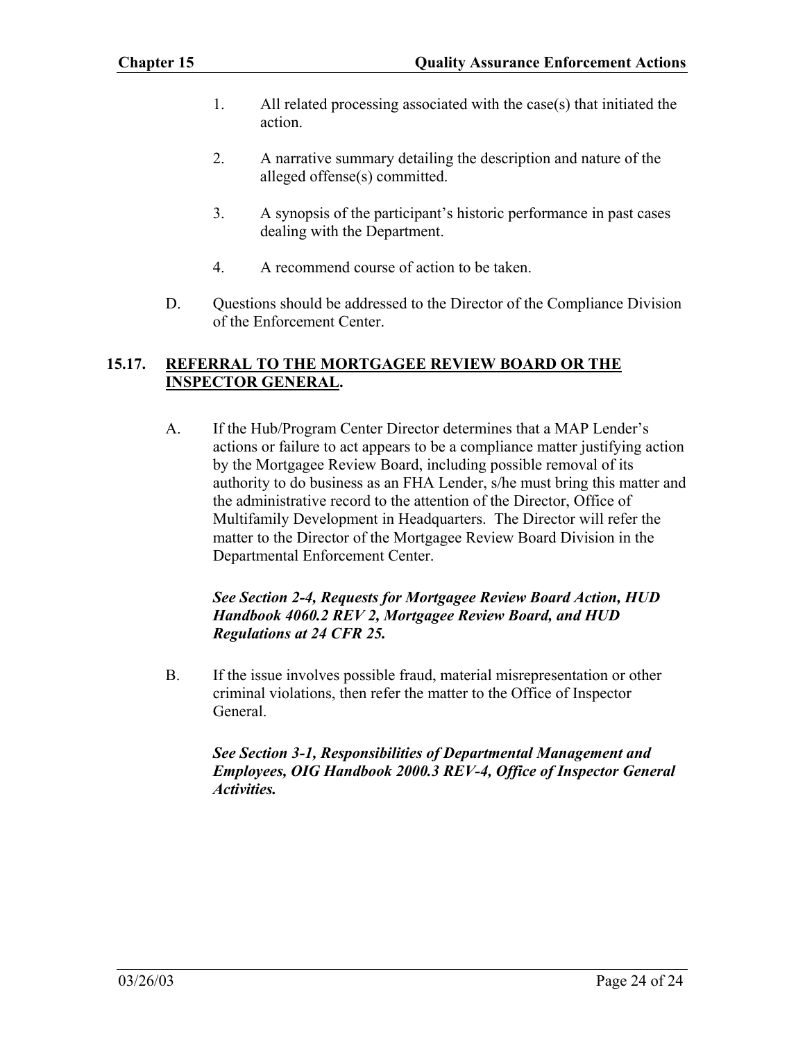1. All related processing associated with the case(s) that initiated the action.

2. A narrative summary detailing the description and nature of the alleged offense(s) committed.

3. A synopsis of the participant's historic performance in past cases dealing with the Department.

4. A recommend course of action to be taken.

D. Questions should be addressed to the Director of the Compliance Division of the Enforcement Center.

## 15.17. REFERRAL TO THE MORTGAGEE REVIEW BOARD OR THE INSPECTOR GENERAL.

A. If the Hub/Program Center Director determines that a MAP Lender's actions or failure to act appears to be a compliance matter justifying action by the Mortgagee Review Board, including possible removal of its authority to do business as an FHA Lender, s/he must bring this matter and the administrative record to the attention of the Director, Office of Multifamily Development in Headquarters. The Director will refer the matter to the Director of the Mortgagee Review Board Division in the Departmental Enforcement Center.

***See Section 2-4, Requests for Mortgagee Review Board Action, HUD Handbook 4060.2 REV 2, Mortgagee Review Board, and HUD Regulations at 24 CFR 25.***

B. If the issue involves possible fraud, material misrepresentation or other criminal violations, then refer the matter to the Office of Inspector General.

***See Section 3-1, Responsibilities of Departmental Management and Employees, OIG Handbook 2000.3 REV-4, Office of Inspector General Activities.***